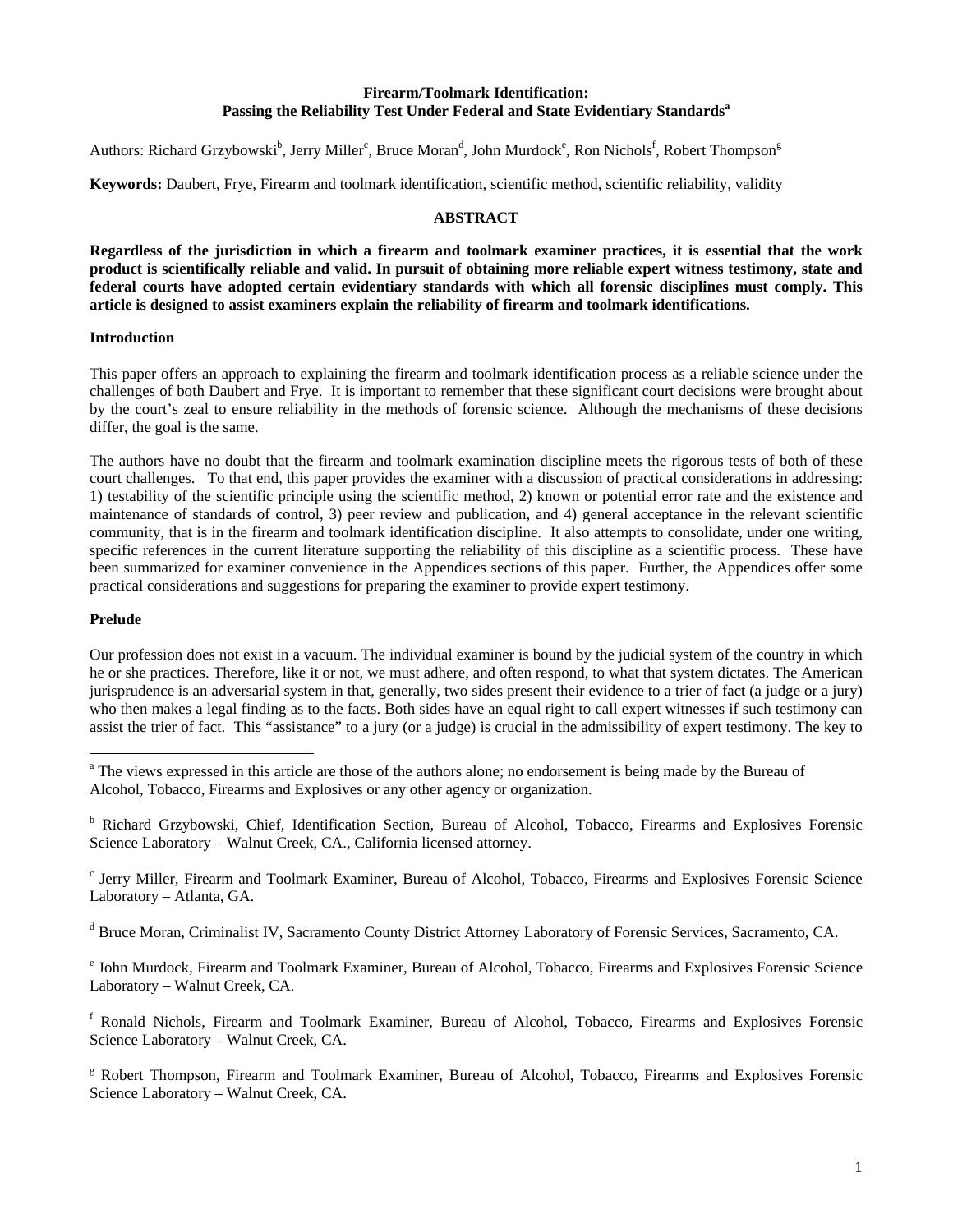# Firearm/Toolmark Identification:
# Passing the Reliability Test Under Federal and State Evidentiary Standards[a]

Authors: Richard Grzybowski[b], Jerry Miller[c], Bruce Moran[d], John Murdock[e], Ron Nichols[f], Robert Thompson[g]

**Keywords:** Daubert, Frye, Firearm and toolmark identification, scientific method, scientific reliability, validity

## ABSTRACT

**Regardless of the jurisdiction in which a firearm and toolmark examiner practices, it is essential that the work product is scientifically reliable and valid. In pursuit of obtaining more reliable expert witness testimony, state and federal courts have adopted certain evidentiary standards with which all forensic disciplines must comply. This article is designed to assist examiners explain the reliability of firearm and toolmark identifications.**

## Introduction

This paper offers an approach to explaining the firearm and toolmark identification process as a reliable science under the challenges of both Daubert and Frye. It is important to remember that these significant court decisions were brought about by the court's zeal to ensure reliability in the methods of forensic science. Although the mechanisms of these decisions differ, the goal is the same.

The authors have no doubt that the firearm and toolmark examination discipline meets the rigorous tests of both of these court challenges. To that end, this paper provides the examiner with a discussion of practical considerations in addressing: 1) testability of the scientific principle using the scientific method, 2) known or potential error rate and the existence and maintenance of standards of control, 3) peer review and publication, and 4) general acceptance in the relevant scientific community, that is in the firearm and toolmark identification discipline. It also attempts to consolidate, under one writing, specific references in the current literature supporting the reliability of this discipline as a scientific process. These have been summarized for examiner convenience in the Appendices sections of this paper. Further, the Appendices offer some practical considerations and suggestions for preparing the examiner to provide expert testimony.

## Prelude

Our profession does not exist in a vacuum. The individual examiner is bound by the judicial system of the country in which he or she practices. Therefore, like it or not, we must adhere, and often respond, to what that system dictates. The American jurisprudence is an adversarial system in that, generally, two sides present their evidence to a trier of fact (a judge or a jury) who then makes a legal finding as to the facts. Both sides have an equal right to call expert witnesses if such testimony can assist the trier of fact. This "assistance" to a jury (or a judge) is crucial in the admissibility of expert testimony. The key to

---

[a] The views expressed in this article are those of the authors alone; no endorsement is being made by the Bureau of Alcohol, Tobacco, Firearms and Explosives or any other agency or organization.

[b] Richard Grzybowski, Chief, Identification Section, Bureau of Alcohol, Tobacco, Firearms and Explosives Forensic Science Laboratory – Walnut Creek, CA., California licensed attorney.

[c] Jerry Miller, Firearm and Toolmark Examiner, Bureau of Alcohol, Tobacco, Firearms and Explosives Forensic Science Laboratory – Atlanta, GA.

[d] Bruce Moran, Criminalist IV, Sacramento County District Attorney Laboratory of Forensic Services, Sacramento, CA.

[e] John Murdock, Firearm and Toolmark Examiner, Bureau of Alcohol, Tobacco, Firearms and Explosives Forensic Science Laboratory – Walnut Creek, CA.

[f] Ronald Nichols, Firearm and Toolmark Examiner, Bureau of Alcohol, Tobacco, Firearms and Explosives Forensic Science Laboratory – Walnut Creek, CA.

[g] Robert Thompson, Firearm and Toolmark Examiner, Bureau of Alcohol, Tobacco, Firearms and Explosives Forensic Science Laboratory – Walnut Creek, CA.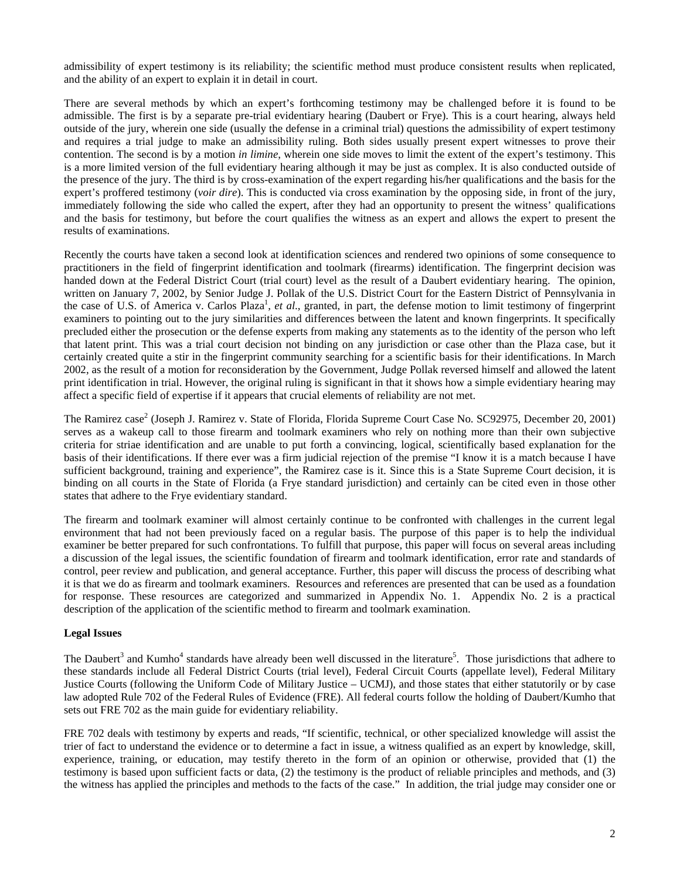admissibility of expert testimony is its reliability; the scientific method must produce consistent results when replicated, and the ability of an expert to explain it in detail in court.

There are several methods by which an expert's forthcoming testimony may be challenged before it is found to be admissible. The first is by a separate pre-trial evidentiary hearing (Daubert or Frye). This is a court hearing, always held outside of the jury, wherein one side (usually the defense in a criminal trial) questions the admissibility of expert testimony and requires a trial judge to make an admissibility ruling. Both sides usually present expert witnesses to prove their contention. The second is by a motion *in limine*, wherein one side moves to limit the extent of the expert's testimony. This is a more limited version of the full evidentiary hearing although it may be just as complex. It is also conducted outside of the presence of the jury. The third is by cross-examination of the expert regarding his/her qualifications and the basis for the expert's proffered testimony (*voir dire*). This is conducted via cross examination by the opposing side, in front of the jury, immediately following the side who called the expert, after they had an opportunity to present the witness' qualifications and the basis for testimony, but before the court qualifies the witness as an expert and allows the expert to present the results of examinations.

Recently the courts have taken a second look at identification sciences and rendered two opinions of some consequence to practitioners in the field of fingerprint identification and toolmark (firearms) identification. The fingerprint decision was handed down at the Federal District Court (trial court) level as the result of a Daubert evidentiary hearing. The opinion, written on January 7, 2002, by Senior Judge J. Pollak of the U.S. District Court for the Eastern District of Pennsylvania in the case of U.S. of America v. Carlos Plaza[1], *et al*., granted, in part, the defense motion to limit testimony of fingerprint examiners to pointing out to the jury similarities and differences between the latent and known fingerprints. It specifically precluded either the prosecution or the defense experts from making any statements as to the identity of the person who left that latent print. This was a trial court decision not binding on any jurisdiction or case other than the Plaza case, but it certainly created quite a stir in the fingerprint community searching for a scientific basis for their identifications. In March 2002, as the result of a motion for reconsideration by the Government, Judge Pollak reversed himself and allowed the latent print identification in trial. However, the original ruling is significant in that it shows how a simple evidentiary hearing may affect a specific field of expertise if it appears that crucial elements of reliability are not met.

The Ramirez case[2] (Joseph J. Ramirez v. State of Florida, Florida Supreme Court Case No. SC92975, December 20, 2001) serves as a wakeup call to those firearm and toolmark examiners who rely on nothing more than their own subjective criteria for striae identification and are unable to put forth a convincing, logical, scientifically based explanation for the basis of their identifications. If there ever was a firm judicial rejection of the premise "I know it is a match because I have sufficient background, training and experience", the Ramirez case is it. Since this is a State Supreme Court decision, it is binding on all courts in the State of Florida (a Frye standard jurisdiction) and certainly can be cited even in those other states that adhere to the Frye evidentiary standard.

The firearm and toolmark examiner will almost certainly continue to be confronted with challenges in the current legal environment that had not been previously faced on a regular basis. The purpose of this paper is to help the individual examiner be better prepared for such confrontations. To fulfill that purpose, this paper will focus on several areas including a discussion of the legal issues, the scientific foundation of firearm and toolmark identification, error rate and standards of control, peer review and publication, and general acceptance. Further, this paper will discuss the process of describing what it is that we do as firearm and toolmark examiners. Resources and references are presented that can be used as a foundation for response. These resources are categorized and summarized in Appendix No. 1. Appendix No. 2 is a practical description of the application of the scientific method to firearm and toolmark examination.

**Legal Issues**

The Daubert[3] and Kumho[4] standards have already been well discussed in the literature[5]. Those jurisdictions that adhere to these standards include all Federal District Courts (trial level), Federal Circuit Courts (appellate level), Federal Military Justice Courts (following the Uniform Code of Military Justice – UCMJ), and those states that either statutorily or by case law adopted Rule 702 of the Federal Rules of Evidence (FRE). All federal courts follow the holding of Daubert/Kumho that sets out FRE 702 as the main guide for evidentiary reliability.

FRE 702 deals with testimony by experts and reads, "If scientific, technical, or other specialized knowledge will assist the trier of fact to understand the evidence or to determine a fact in issue, a witness qualified as an expert by knowledge, skill, experience, training, or education, may testify thereto in the form of an opinion or otherwise, provided that (1) the testimony is based upon sufficient facts or data, (2) the testimony is the product of reliable principles and methods, and (3) the witness has applied the principles and methods to the facts of the case." In addition, the trial judge may consider one or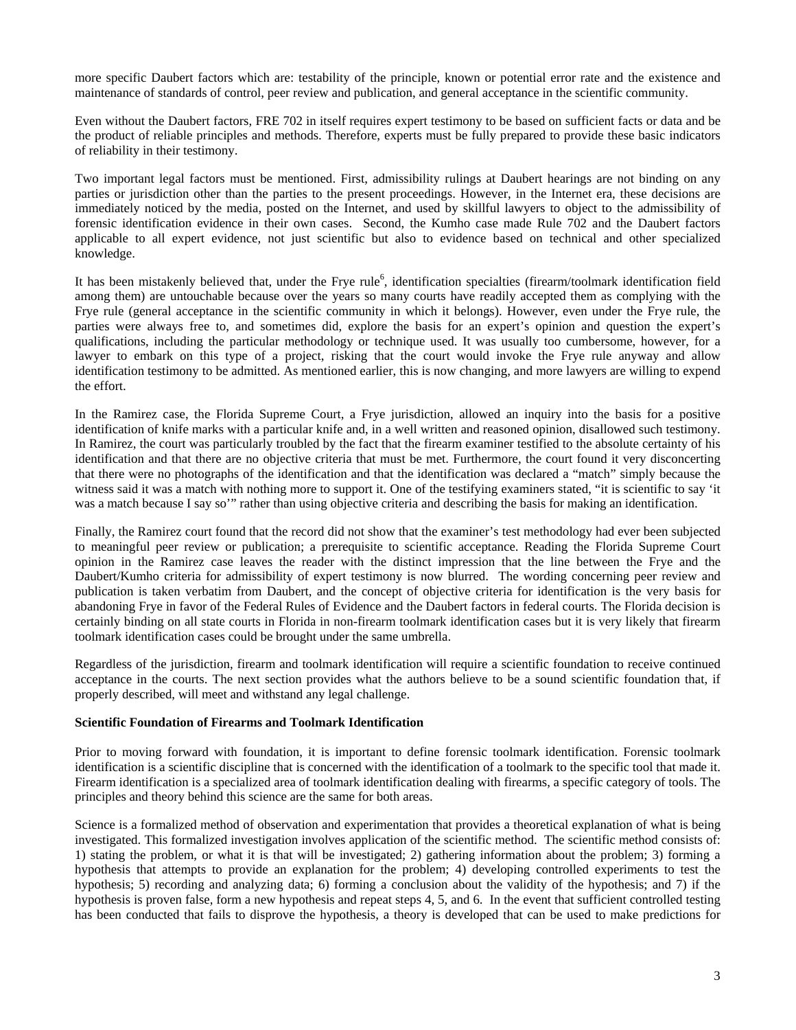more specific Daubert factors which are: testability of the principle, known or potential error rate and the existence and maintenance of standards of control, peer review and publication, and general acceptance in the scientific community.

Even without the Daubert factors, FRE 702 in itself requires expert testimony to be based on sufficient facts or data and be the product of reliable principles and methods. Therefore, experts must be fully prepared to provide these basic indicators of reliability in their testimony.

Two important legal factors must be mentioned. First, admissibility rulings at Daubert hearings are not binding on any parties or jurisdiction other than the parties to the present proceedings. However, in the Internet era, these decisions are immediately noticed by the media, posted on the Internet, and used by skillful lawyers to object to the admissibility of forensic identification evidence in their own cases. Second, the Kumho case made Rule 702 and the Daubert factors applicable to all expert evidence, not just scientific but also to evidence based on technical and other specialized knowledge.

It has been mistakenly believed that, under the Frye rule[6], identification specialties (firearm/toolmark identification field among them) are untouchable because over the years so many courts have readily accepted them as complying with the Frye rule (general acceptance in the scientific community in which it belongs). However, even under the Frye rule, the parties were always free to, and sometimes did, explore the basis for an expert's opinion and question the expert's qualifications, including the particular methodology or technique used. It was usually too cumbersome, however, for a lawyer to embark on this type of a project, risking that the court would invoke the Frye rule anyway and allow identification testimony to be admitted. As mentioned earlier, this is now changing, and more lawyers are willing to expend the effort.

In the Ramirez case, the Florida Supreme Court, a Frye jurisdiction, allowed an inquiry into the basis for a positive identification of knife marks with a particular knife and, in a well written and reasoned opinion, disallowed such testimony. In Ramirez, the court was particularly troubled by the fact that the firearm examiner testified to the absolute certainty of his identification and that there are no objective criteria that must be met. Furthermore, the court found it very disconcerting that there were no photographs of the identification and that the identification was declared a "match" simply because the witness said it was a match with nothing more to support it. One of the testifying examiners stated, "it is scientific to say 'it was a match because I say so'" rather than using objective criteria and describing the basis for making an identification.

Finally, the Ramirez court found that the record did not show that the examiner's test methodology had ever been subjected to meaningful peer review or publication; a prerequisite to scientific acceptance. Reading the Florida Supreme Court opinion in the Ramirez case leaves the reader with the distinct impression that the line between the Frye and the Daubert/Kumho criteria for admissibility of expert testimony is now blurred. The wording concerning peer review and publication is taken verbatim from Daubert, and the concept of objective criteria for identification is the very basis for abandoning Frye in favor of the Federal Rules of Evidence and the Daubert factors in federal courts. The Florida decision is certainly binding on all state courts in Florida in non-firearm toolmark identification cases but it is very likely that firearm toolmark identification cases could be brought under the same umbrella.

Regardless of the jurisdiction, firearm and toolmark identification will require a scientific foundation to receive continued acceptance in the courts. The next section provides what the authors believe to be a sound scientific foundation that, if properly described, will meet and withstand any legal challenge.

**Scientific Foundation of Firearms and Toolmark Identification**

Prior to moving forward with foundation, it is important to define forensic toolmark identification. Forensic toolmark identification is a scientific discipline that is concerned with the identification of a toolmark to the specific tool that made it. Firearm identification is a specialized area of toolmark identification dealing with firearms, a specific category of tools. The principles and theory behind this science are the same for both areas.

Science is a formalized method of observation and experimentation that provides a theoretical explanation of what is being investigated. This formalized investigation involves application of the scientific method. The scientific method consists of: 1) stating the problem, or what it is that will be investigated; 2) gathering information about the problem; 3) forming a hypothesis that attempts to provide an explanation for the problem; 4) developing controlled experiments to test the hypothesis; 5) recording and analyzing data; 6) forming a conclusion about the validity of the hypothesis; and 7) if the hypothesis is proven false, form a new hypothesis and repeat steps 4, 5, and 6. In the event that sufficient controlled testing has been conducted that fails to disprove the hypothesis, a theory is developed that can be used to make predictions for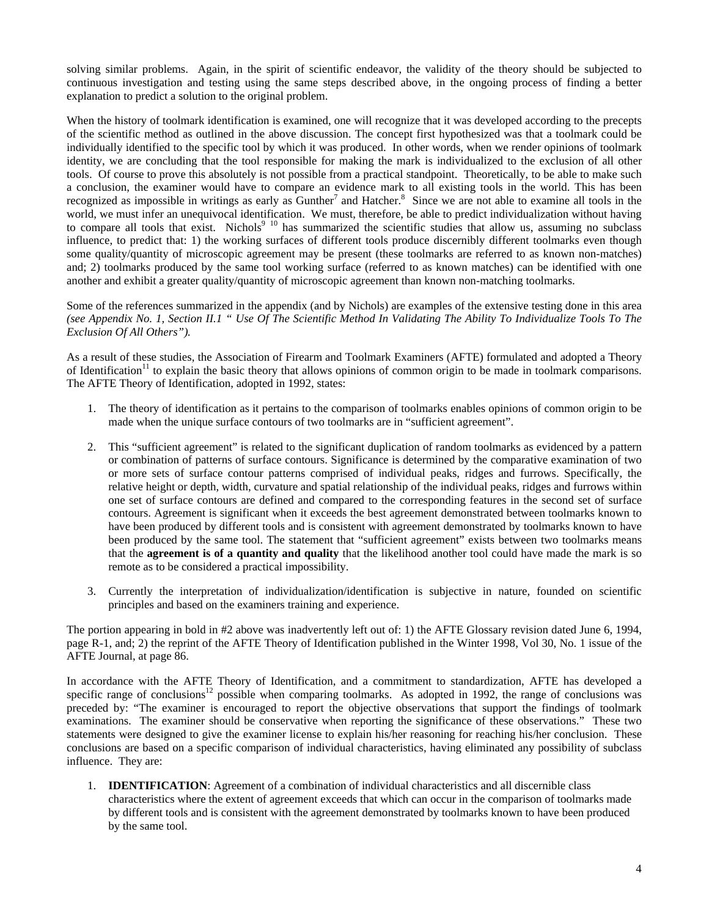solving similar problems. Again, in the spirit of scientific endeavor, the validity of the theory should be subjected to continuous investigation and testing using the same steps described above, in the ongoing process of finding a better explanation to predict a solution to the original problem.

When the history of toolmark identification is examined, one will recognize that it was developed according to the precepts of the scientific method as outlined in the above discussion. The concept first hypothesized was that a toolmark could be individually identified to the specific tool by which it was produced. In other words, when we render opinions of toolmark identity, we are concluding that the tool responsible for making the mark is individualized to the exclusion of all other tools. Of course to prove this absolutely is not possible from a practical standpoint. Theoretically, to be able to make such a conclusion, the examiner would have to compare an evidence mark to all existing tools in the world. This has been recognized as impossible in writings as early as Gunther[7] and Hatcher.[8] Since we are not able to examine all tools in the world, we must infer an unequivocal identification. We must, therefore, be able to predict individualization without having to compare all tools that exist. Nichols[9 10] has summarized the scientific studies that allow us, assuming no subclass influence, to predict that: 1) the working surfaces of different tools produce discernibly different toolmarks even though some quality/quantity of microscopic agreement may be present (these toolmarks are referred to as known non-matches) and; 2) toolmarks produced by the same tool working surface (referred to as known matches) can be identified with one another and exhibit a greater quality/quantity of microscopic agreement than known non-matching toolmarks.

Some of the references summarized in the appendix (and by Nichols) are examples of the extensive testing done in this area *(see Appendix No. 1, Section II.1 " Use Of The Scientific Method In Validating The Ability To Individualize Tools To The Exclusion Of All Others").*

As a result of these studies, the Association of Firearm and Toolmark Examiners (AFTE) formulated and adopted a Theory of Identification[11] to explain the basic theory that allows opinions of common origin to be made in toolmark comparisons. The AFTE Theory of Identification, adopted in 1992, states:

1. The theory of identification as it pertains to the comparison of toolmarks enables opinions of common origin to be made when the unique surface contours of two toolmarks are in "sufficient agreement".
2. This "sufficient agreement" is related to the significant duplication of random toolmarks as evidenced by a pattern or combination of patterns of surface contours. Significance is determined by the comparative examination of two or more sets of surface contour patterns comprised of individual peaks, ridges and furrows. Specifically, the relative height or depth, width, curvature and spatial relationship of the individual peaks, ridges and furrows within one set of surface contours are defined and compared to the corresponding features in the second set of surface contours. Agreement is significant when it exceeds the best agreement demonstrated between toolmarks known to have been produced by different tools and is consistent with agreement demonstrated by toolmarks known to have been produced by the same tool. The statement that "sufficient agreement" exists between two toolmarks means that the **agreement is of a quantity and quality** that the likelihood another tool could have made the mark is so remote as to be considered a practical impossibility.
3. Currently the interpretation of individualization/identification is subjective in nature, founded on scientific principles and based on the examiners training and experience.

The portion appearing in bold in #2 above was inadvertently left out of: 1) the AFTE Glossary revision dated June 6, 1994, page R-1, and; 2) the reprint of the AFTE Theory of Identification published in the Winter 1998, Vol 30, No. 1 issue of the AFTE Journal, at page 86.

In accordance with the AFTE Theory of Identification, and a commitment to standardization, AFTE has developed a specific range of conclusions[12] possible when comparing toolmarks. As adopted in 1992, the range of conclusions was preceded by: "The examiner is encouraged to report the objective observations that support the findings of toolmark examinations. The examiner should be conservative when reporting the significance of these observations." These two statements were designed to give the examiner license to explain his/her reasoning for reaching his/her conclusion. These conclusions are based on a specific comparison of individual characteristics, having eliminated any possibility of subclass influence. They are:

1. **IDENTIFICATION**: Agreement of a combination of individual characteristics and all discernible class characteristics where the extent of agreement exceeds that which can occur in the comparison of toolmarks made by different tools and is consistent with the agreement demonstrated by toolmarks known to have been produced by the same tool.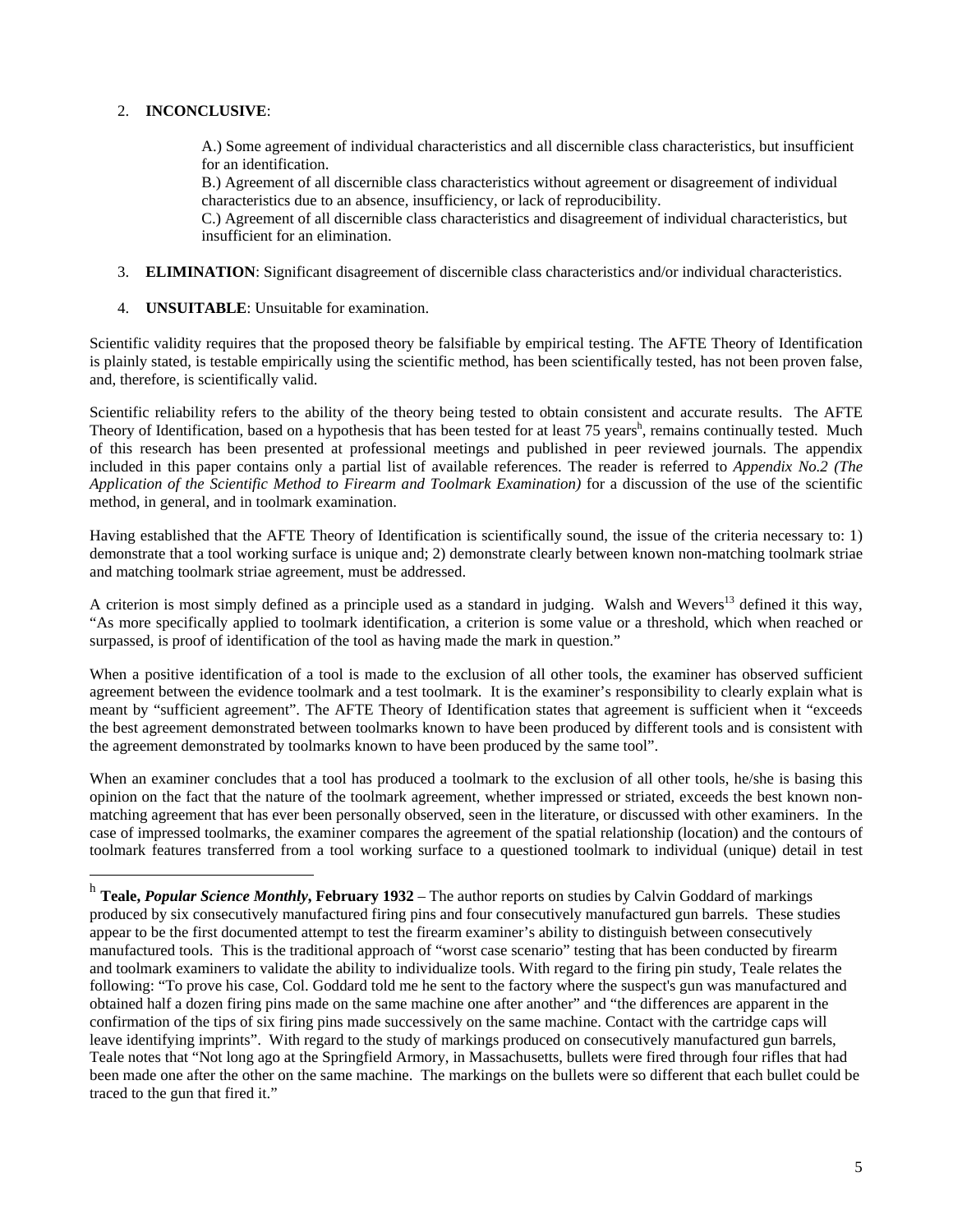2. **INCONCLUSIVE**:

   A.) Some agreement of individual characteristics and all discernible class characteristics, but insufficient for an identification.
   B.) Agreement of all discernible class characteristics without agreement or disagreement of individual characteristics due to an absence, insufficiency, or lack of reproducibility.
   C.) Agreement of all discernible class characteristics and disagreement of individual characteristics, but insufficient for an elimination.

3. **ELIMINATION**: Significant disagreement of discernible class characteristics and/or individual characteristics.

4. **UNSUITABLE**: Unsuitable for examination.

Scientific validity requires that the proposed theory be falsifiable by empirical testing. The AFTE Theory of Identification is plainly stated, is testable empirically using the scientific method, has been scientifically tested, has not been proven false, and, therefore, is scientifically valid.

Scientific reliability refers to the ability of the theory being tested to obtain consistent and accurate results. The AFTE Theory of Identification, based on a hypothesis that has been tested for at least 75 years[h], remains continually tested. Much of this research has been presented at professional meetings and published in peer reviewed journals. The appendix included in this paper contains only a partial list of available references. The reader is referred to *Appendix No.2 (The Application of the Scientific Method to Firearm and Toolmark Examination)* for a discussion of the use of the scientific method, in general, and in toolmark examination.

Having established that the AFTE Theory of Identification is scientifically sound, the issue of the criteria necessary to: 1) demonstrate that a tool working surface is unique and; 2) demonstrate clearly between known non-matching toolmark striae and matching toolmark striae agreement, must be addressed.

A criterion is most simply defined as a principle used as a standard in judging. Walsh and Wevers[13] defined it this way, "As more specifically applied to toolmark identification, a criterion is some value or a threshold, which when reached or surpassed, is proof of identification of the tool as having made the mark in question."

When a positive identification of a tool is made to the exclusion of all other tools, the examiner has observed sufficient agreement between the evidence toolmark and a test toolmark. It is the examiner's responsibility to clearly explain what is meant by "sufficient agreement". The AFTE Theory of Identification states that agreement is sufficient when it "exceeds the best agreement demonstrated between toolmarks known to have been produced by different tools and is consistent with the agreement demonstrated by toolmarks known to have been produced by the same tool".

When an examiner concludes that a tool has produced a toolmark to the exclusion of all other tools, he/she is basing this opinion on the fact that the nature of the toolmark agreement, whether impressed or striated, exceeds the best known non-matching agreement that has ever been personally observed, seen in the literature, or discussed with other examiners. In the case of impressed toolmarks, the examiner compares the agreement of the spatial relationship (location) and the contours of toolmark features transferred from a tool working surface to a questioned toolmark to individual (unique) detail in test

---

[h] **Teale, *Popular Science Monthly*, February 1932** – The author reports on studies by Calvin Goddard of markings produced by six consecutively manufactured firing pins and four consecutively manufactured gun barrels. These studies appear to be the first documented attempt to test the firearm examiner's ability to distinguish between consecutively manufactured tools. This is the traditional approach of "worst case scenario" testing that has been conducted by firearm and toolmark examiners to validate the ability to individualize tools. With regard to the firing pin study, Teale relates the following: "To prove his case, Col. Goddard told me he sent to the factory where the suspect's gun was manufactured and obtained half a dozen firing pins made on the same machine one after another" and "the differences are apparent in the confirmation of the tips of six firing pins made successively on the same machine. Contact with the cartridge caps will leave identifying imprints". With regard to the study of markings produced on consecutively manufactured gun barrels, Teale notes that "Not long ago at the Springfield Armory, in Massachusetts, bullets were fired through four rifles that had been made one after the other on the same machine. The markings on the bullets were so different that each bullet could be traced to the gun that fired it."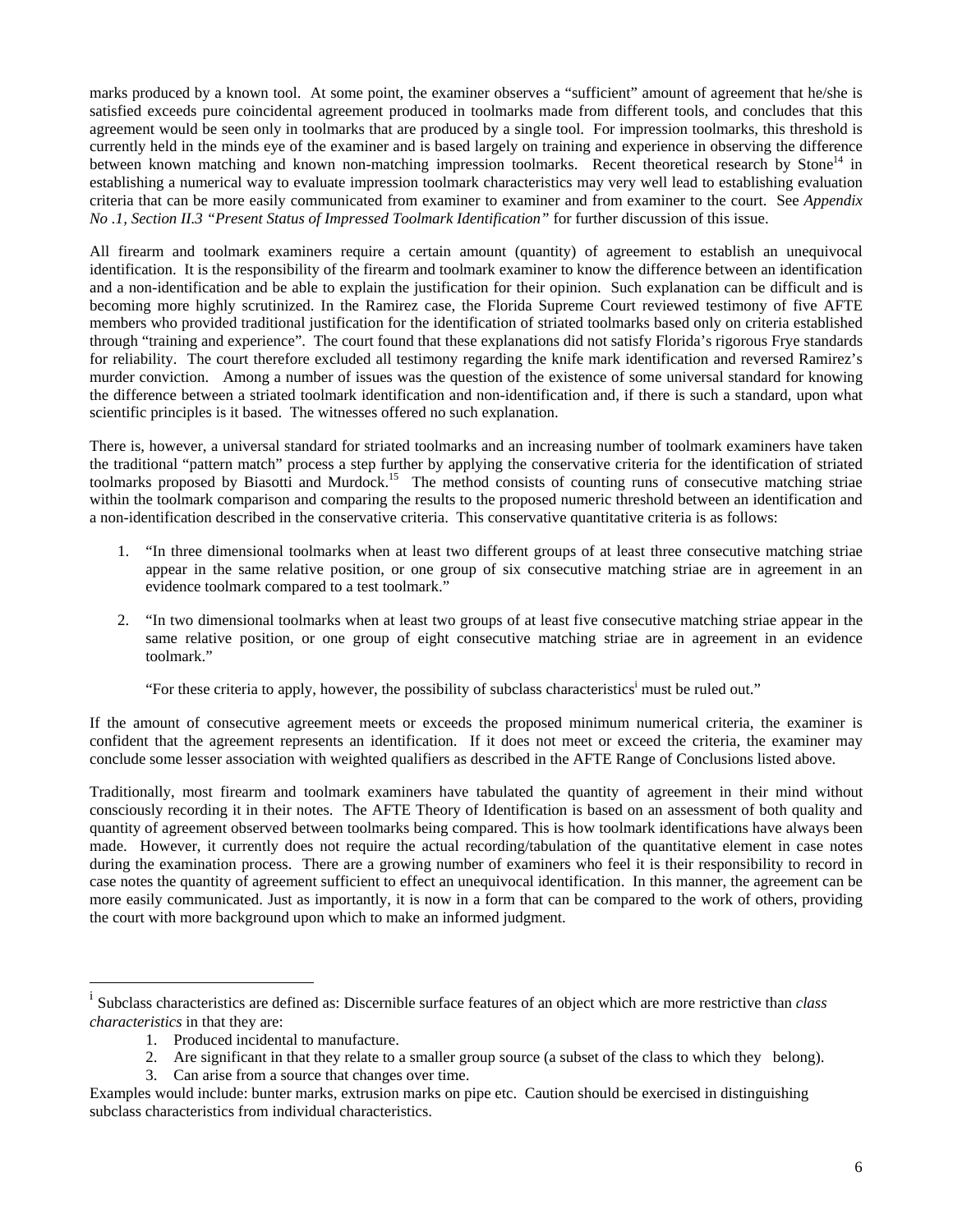marks produced by a known tool. At some point, the examiner observes a "sufficient" amount of agreement that he/she is satisfied exceeds pure coincidental agreement produced in toolmarks made from different tools, and concludes that this agreement would be seen only in toolmarks that are produced by a single tool. For impression toolmarks, this threshold is currently held in the minds eye of the examiner and is based largely on training and experience in observing the difference between known matching and known non-matching impression toolmarks. Recent theoretical research by Stone[14] in establishing a numerical way to evaluate impression toolmark characteristics may very well lead to establishing evaluation criteria that can be more easily communicated from examiner to examiner and from examiner to the court. See *Appendix No .1, Section II.3 "Present Status of Impressed Toolmark Identification"* for further discussion of this issue.

All firearm and toolmark examiners require a certain amount (quantity) of agreement to establish an unequivocal identification. It is the responsibility of the firearm and toolmark examiner to know the difference between an identification and a non-identification and be able to explain the justification for their opinion. Such explanation can be difficult and is becoming more highly scrutinized. In the Ramirez case, the Florida Supreme Court reviewed testimony of five AFTE members who provided traditional justification for the identification of striated toolmarks based only on criteria established through "training and experience". The court found that these explanations did not satisfy Florida's rigorous Frye standards for reliability. The court therefore excluded all testimony regarding the knife mark identification and reversed Ramirez's murder conviction. Among a number of issues was the question of the existence of some universal standard for knowing the difference between a striated toolmark identification and non-identification and, if there is such a standard, upon what scientific principles is it based. The witnesses offered no such explanation.

There is, however, a universal standard for striated toolmarks and an increasing number of toolmark examiners have taken the traditional "pattern match" process a step further by applying the conservative criteria for the identification of striated toolmarks proposed by Biasotti and Murdock.[15] The method consists of counting runs of consecutive matching striae within the toolmark comparison and comparing the results to the proposed numeric threshold between an identification and a non-identification described in the conservative criteria. This conservative quantitative criteria is as follows:

1. "In three dimensional toolmarks when at least two different groups of at least three consecutive matching striae appear in the same relative position, or one group of six consecutive matching striae are in agreement in an evidence toolmark compared to a test toolmark."

2. "In two dimensional toolmarks when at least two groups of at least five consecutive matching striae appear in the same relative position, or one group of eight consecutive matching striae are in agreement in an evidence toolmark."

   "For these criteria to apply, however, the possibility of subclass characteristics[i] must be ruled out."

If the amount of consecutive agreement meets or exceeds the proposed minimum numerical criteria, the examiner is confident that the agreement represents an identification. If it does not meet or exceed the criteria, the examiner may conclude some lesser association with weighted qualifiers as described in the AFTE Range of Conclusions listed above.

Traditionally, most firearm and toolmark examiners have tabulated the quantity of agreement in their mind without consciously recording it in their notes. The AFTE Theory of Identification is based on an assessment of both quality and quantity of agreement observed between toolmarks being compared. This is how toolmark identifications have always been made. However, it currently does not require the actual recording/tabulation of the quantitative element in case notes during the examination process. There are a growing number of examiners who feel it is their responsibility to record in case notes the quantity of agreement sufficient to effect an unequivocal identification. In this manner, the agreement can be more easily communicated. Just as importantly, it is now in a form that can be compared to the work of others, providing the court with more background upon which to make an informed judgment.

---

[i] Subclass characteristics are defined as: Discernible surface features of an object which are more restrictive than *class characteristics* in that they are:

1. Produced incidental to manufacture.
2. Are significant in that they relate to a smaller group source (a subset of the class to which they belong).
3. Can arise from a source that changes over time.

Examples would include: bunter marks, extrusion marks on pipe etc. Caution should be exercised in distinguishing subclass characteristics from individual characteristics.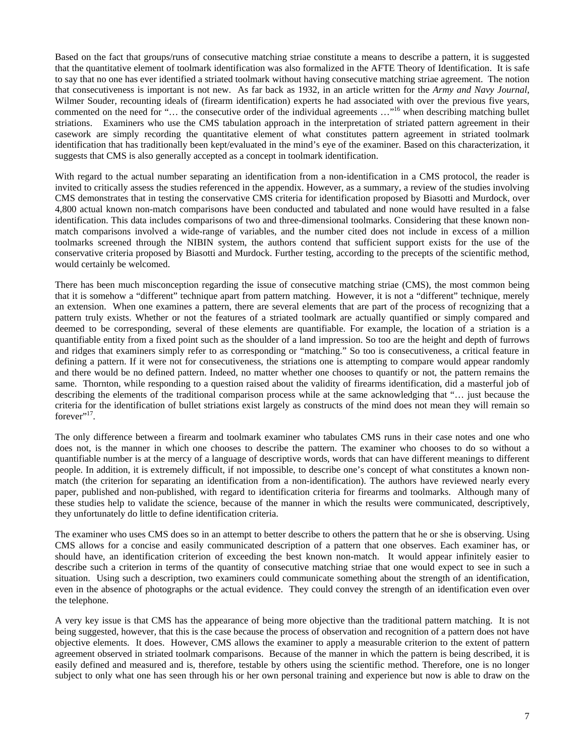Based on the fact that groups/runs of consecutive matching striae constitute a means to describe a pattern, it is suggested that the quantitative element of toolmark identification was also formalized in the AFTE Theory of Identification. It is safe to say that no one has ever identified a striated toolmark without having consecutive matching striae agreement. The notion that consecutiveness is important is not new. As far back as 1932, in an article written for the *Army and Navy Journal*, Wilmer Souder, recounting ideals of (firearm identification) experts he had associated with over the previous five years, commented on the need for "… the consecutive order of the individual agreements …"[16] when describing matching bullet striations. Examiners who use the CMS tabulation approach in the interpretation of striated pattern agreement in their casework are simply recording the quantitative element of what constitutes pattern agreement in striated toolmark identification that has traditionally been kept/evaluated in the mind's eye of the examiner. Based on this characterization, it suggests that CMS is also generally accepted as a concept in toolmark identification.

With regard to the actual number separating an identification from a non-identification in a CMS protocol, the reader is invited to critically assess the studies referenced in the appendix. However, as a summary, a review of the studies involving CMS demonstrates that in testing the conservative CMS criteria for identification proposed by Biasotti and Murdock, over 4,800 actual known non-match comparisons have been conducted and tabulated and none would have resulted in a false identification. This data includes comparisons of two and three-dimensional toolmarks. Considering that these known non-match comparisons involved a wide-range of variables, and the number cited does not include in excess of a million toolmarks screened through the NIBIN system, the authors contend that sufficient support exists for the use of the conservative criteria proposed by Biasotti and Murdock. Further testing, according to the precepts of the scientific method, would certainly be welcomed.

There has been much misconception regarding the issue of consecutive matching striae (CMS), the most common being that it is somehow a "different" technique apart from pattern matching. However, it is not a "different" technique, merely an extension. When one examines a pattern, there are several elements that are part of the process of recognizing that a pattern truly exists. Whether or not the features of a striated toolmark are actually quantified or simply compared and deemed to be corresponding, several of these elements are quantifiable. For example, the location of a striation is a quantifiable entity from a fixed point such as the shoulder of a land impression. So too are the height and depth of furrows and ridges that examiners simply refer to as corresponding or "matching." So too is consecutiveness, a critical feature in defining a pattern. If it were not for consecutiveness, the striations one is attempting to compare would appear randomly and there would be no defined pattern. Indeed, no matter whether one chooses to quantify or not, the pattern remains the same. Thornton, while responding to a question raised about the validity of firearms identification, did a masterful job of describing the elements of the traditional comparison process while at the same acknowledging that "… just because the criteria for the identification of bullet striations exist largely as constructs of the mind does not mean they will remain so forever"[17].

The only difference between a firearm and toolmark examiner who tabulates CMS runs in their case notes and one who does not, is the manner in which one chooses to describe the pattern. The examiner who chooses to do so without a quantifiable number is at the mercy of a language of descriptive words, words that can have different meanings to different people. In addition, it is extremely difficult, if not impossible, to describe one's concept of what constitutes a known non-match (the criterion for separating an identification from a non-identification). The authors have reviewed nearly every paper, published and non-published, with regard to identification criteria for firearms and toolmarks. Although many of these studies help to validate the science, because of the manner in which the results were communicated, descriptively, they unfortunately do little to define identification criteria.

The examiner who uses CMS does so in an attempt to better describe to others the pattern that he or she is observing. Using CMS allows for a concise and easily communicated description of a pattern that one observes. Each examiner has, or should have, an identification criterion of exceeding the best known non-match. It would appear infinitely easier to describe such a criterion in terms of the quantity of consecutive matching striae that one would expect to see in such a situation. Using such a description, two examiners could communicate something about the strength of an identification, even in the absence of photographs or the actual evidence. They could convey the strength of an identification even over the telephone.

A very key issue is that CMS has the appearance of being more objective than the traditional pattern matching. It is not being suggested, however, that this is the case because the process of observation and recognition of a pattern does not have objective elements. It does. However, CMS allows the examiner to apply a measurable criterion to the extent of pattern agreement observed in striated toolmark comparisons. Because of the manner in which the pattern is being described, it is easily defined and measured and is, therefore, testable by others using the scientific method. Therefore, one is no longer subject to only what one has seen through his or her own personal training and experience but now is able to draw on the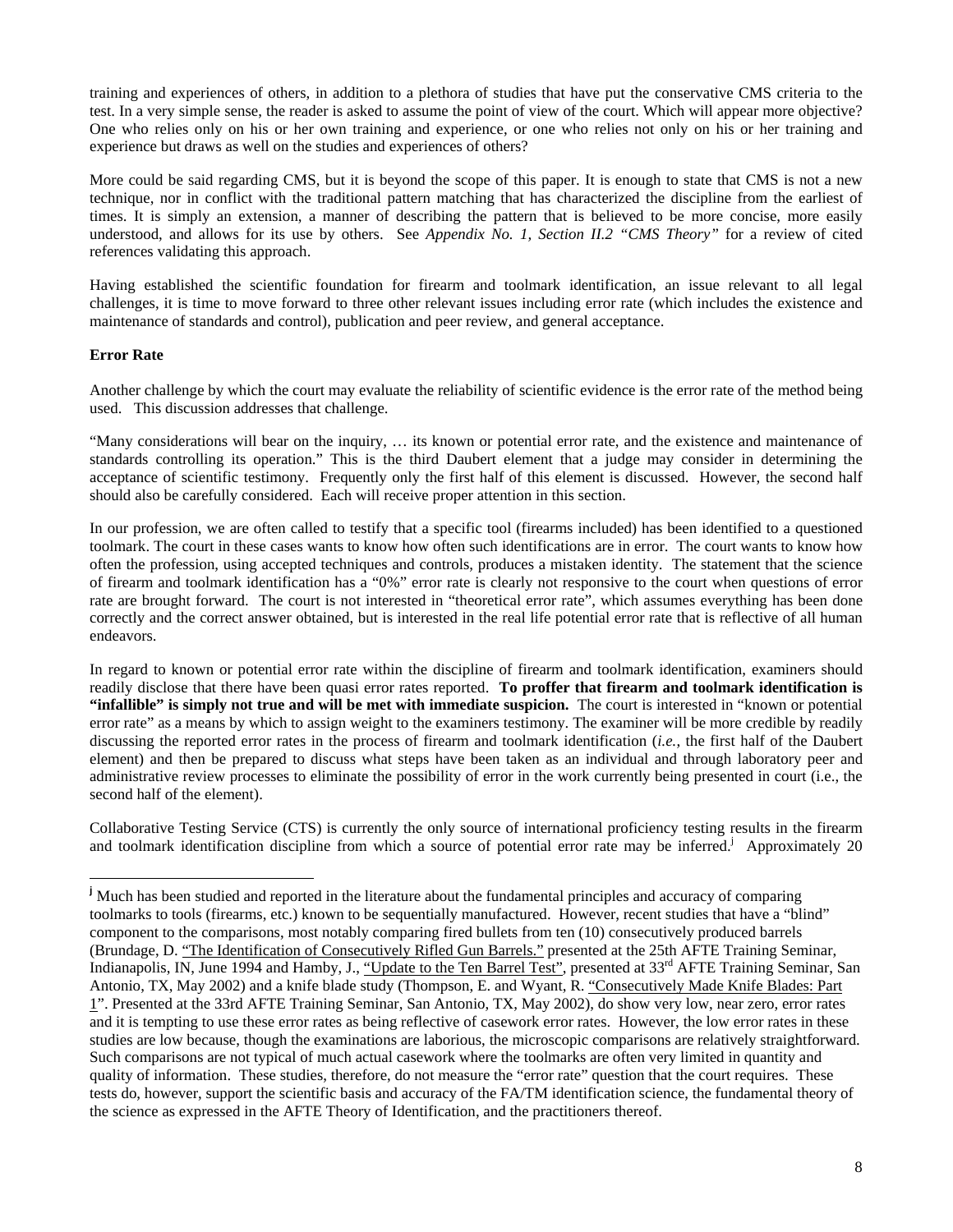training and experiences of others, in addition to a plethora of studies that have put the conservative CMS criteria to the test. In a very simple sense, the reader is asked to assume the point of view of the court. Which will appear more objective? One who relies only on his or her own training and experience, or one who relies not only on his or her training and experience but draws as well on the studies and experiences of others?

More could be said regarding CMS, but it is beyond the scope of this paper. It is enough to state that CMS is not a new technique, nor in conflict with the traditional pattern matching that has characterized the discipline from the earliest of times. It is simply an extension, a manner of describing the pattern that is believed to be more concise, more easily understood, and allows for its use by others. See *Appendix No. 1, Section II.2 "CMS Theory"* for a review of cited references validating this approach.

Having established the scientific foundation for firearm and toolmark identification, an issue relevant to all legal challenges, it is time to move forward to three other relevant issues including error rate (which includes the existence and maintenance of standards and control), publication and peer review, and general acceptance.

**Error Rate**

Another challenge by which the court may evaluate the reliability of scientific evidence is the error rate of the method being used. This discussion addresses that challenge.

"Many considerations will bear on the inquiry, … its known or potential error rate, and the existence and maintenance of standards controlling its operation." This is the third Daubert element that a judge may consider in determining the acceptance of scientific testimony. Frequently only the first half of this element is discussed. However, the second half should also be carefully considered. Each will receive proper attention in this section.

In our profession, we are often called to testify that a specific tool (firearms included) has been identified to a questioned toolmark. The court in these cases wants to know how often such identifications are in error. The court wants to know how often the profession, using accepted techniques and controls, produces a mistaken identity. The statement that the science of firearm and toolmark identification has a "0%" error rate is clearly not responsive to the court when questions of error rate are brought forward. The court is not interested in "theoretical error rate", which assumes everything has been done correctly and the correct answer obtained, but is interested in the real life potential error rate that is reflective of all human endeavors.

In regard to known or potential error rate within the discipline of firearm and toolmark identification, examiners should readily disclose that there have been quasi error rates reported. **To proffer that firearm and toolmark identification is "infallible" is simply not true and will be met with immediate suspicion.** The court is interested in "known or potential error rate" as a means by which to assign weight to the examiners testimony. The examiner will be more credible by readily discussing the reported error rates in the process of firearm and toolmark identification (*i.e.*, the first half of the Daubert element) and then be prepared to discuss what steps have been taken as an individual and through laboratory peer and administrative review processes to eliminate the possibility of error in the work currently being presented in court (i.e., the second half of the element).

Collaborative Testing Service (CTS) is currently the only source of international proficiency testing results in the firearm and toolmark identification discipline from which a source of potential error rate may be inferred.[j] Approximately 20

---

[j] Much has been studied and reported in the literature about the fundamental principles and accuracy of comparing toolmarks to tools (firearms, etc.) known to be sequentially manufactured. However, recent studies that have a "blind" component to the comparisons, most notably comparing fired bullets from ten (10) consecutively produced barrels (Brundage, D. "The Identification of Consecutively Rifled Gun Barrels." presented at the 25th AFTE Training Seminar, Indianapolis, IN, June 1994 and Hamby, J., "Update to the Ten Barrel Test", presented at 33rd AFTE Training Seminar, San Antonio, TX, May 2002) and a knife blade study (Thompson, E. and Wyant, R. "Consecutively Made Knife Blades: Part 1". Presented at the 33rd AFTE Training Seminar, San Antonio, TX, May 2002), do show very low, near zero, error rates and it is tempting to use these error rates as being reflective of casework error rates. However, the low error rates in these studies are low because, though the examinations are laborious, the microscopic comparisons are relatively straightforward. Such comparisons are not typical of much actual casework where the toolmarks are often very limited in quantity and quality of information. These studies, therefore, do not measure the "error rate" question that the court requires. These tests do, however, support the scientific basis and accuracy of the FA/TM identification science, the fundamental theory of the science as expressed in the AFTE Theory of Identification, and the practitioners thereof.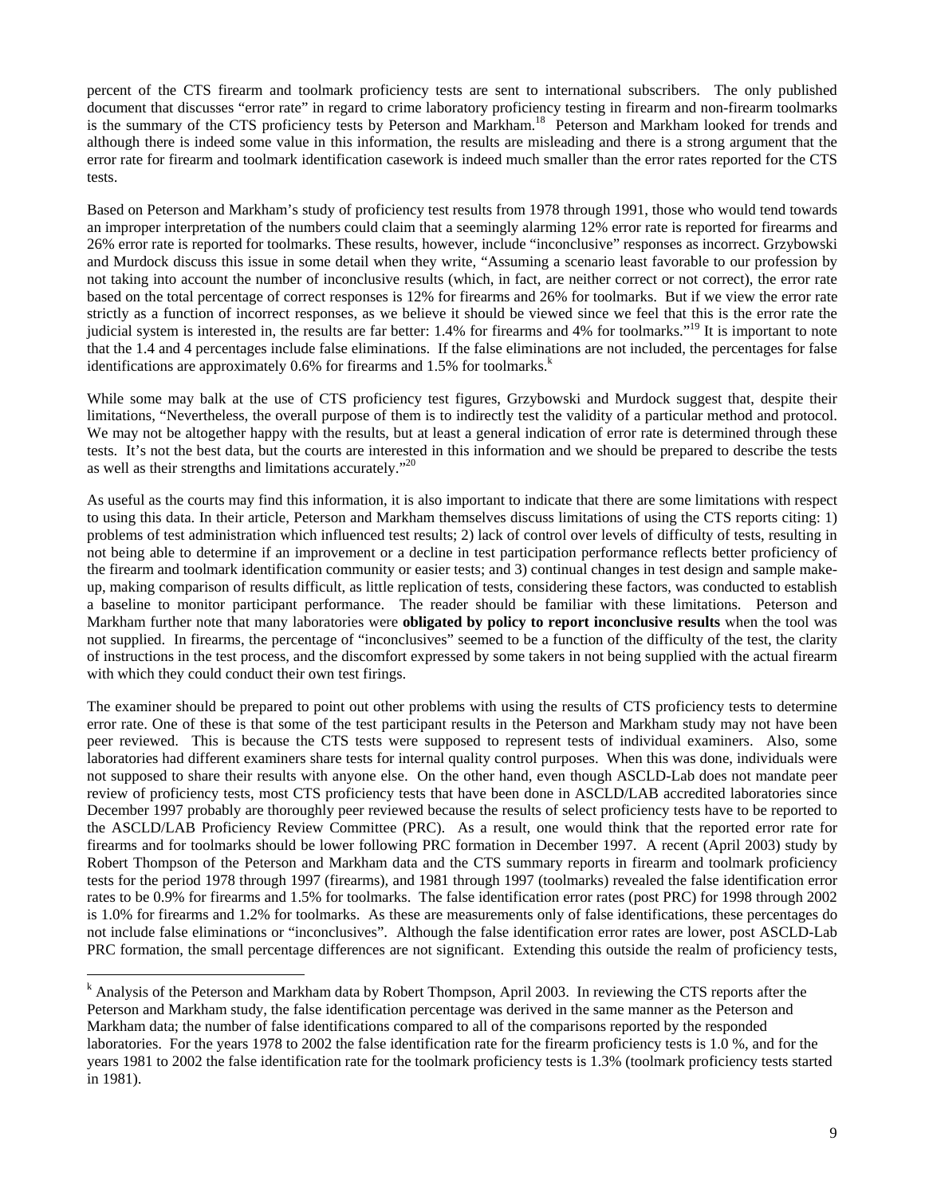percent of the CTS firearm and toolmark proficiency tests are sent to international subscribers. The only published document that discusses "error rate" in regard to crime laboratory proficiency testing in firearm and non-firearm toolmarks is the summary of the CTS proficiency tests by Peterson and Markham.[18] Peterson and Markham looked for trends and although there is indeed some value in this information, the results are misleading and there is a strong argument that the error rate for firearm and toolmark identification casework is indeed much smaller than the error rates reported for the CTS tests.

Based on Peterson and Markham's study of proficiency test results from 1978 through 1991, those who would tend towards an improper interpretation of the numbers could claim that a seemingly alarming 12% error rate is reported for firearms and 26% error rate is reported for toolmarks. These results, however, include "inconclusive" responses as incorrect. Grzybowski and Murdock discuss this issue in some detail when they write, "Assuming a scenario least favorable to our profession by not taking into account the number of inconclusive results (which, in fact, are neither correct or not correct), the error rate based on the total percentage of correct responses is 12% for firearms and 26% for toolmarks. But if we view the error rate strictly as a function of incorrect responses, as we believe it should be viewed since we feel that this is the error rate the judicial system is interested in, the results are far better: 1.4% for firearms and 4% for toolmarks."[19] It is important to note that the 1.4 and 4 percentages include false eliminations. If the false eliminations are not included, the percentages for false identifications are approximately 0.6% for firearms and 1.5% for toolmarks.[k]

While some may balk at the use of CTS proficiency test figures, Grzybowski and Murdock suggest that, despite their limitations, "Nevertheless, the overall purpose of them is to indirectly test the validity of a particular method and protocol. We may not be altogether happy with the results, but at least a general indication of error rate is determined through these tests. It's not the best data, but the courts are interested in this information and we should be prepared to describe the tests as well as their strengths and limitations accurately."[20]

As useful as the courts may find this information, it is also important to indicate that there are some limitations with respect to using this data. In their article, Peterson and Markham themselves discuss limitations of using the CTS reports citing: 1) problems of test administration which influenced test results; 2) lack of control over levels of difficulty of tests, resulting in not being able to determine if an improvement or a decline in test participation performance reflects better proficiency of the firearm and toolmark identification community or easier tests; and 3) continual changes in test design and sample make-up, making comparison of results difficult, as little replication of tests, considering these factors, was conducted to establish a baseline to monitor participant performance. The reader should be familiar with these limitations. Peterson and Markham further note that many laboratories were **obligated by policy to report inconclusive results** when the tool was not supplied. In firearms, the percentage of "inconclusives" seemed to be a function of the difficulty of the test, the clarity of instructions in the test process, and the discomfort expressed by some takers in not being supplied with the actual firearm with which they could conduct their own test firings.

The examiner should be prepared to point out other problems with using the results of CTS proficiency tests to determine error rate. One of these is that some of the test participant results in the Peterson and Markham study may not have been peer reviewed. This is because the CTS tests were supposed to represent tests of individual examiners. Also, some laboratories had different examiners share tests for internal quality control purposes. When this was done, individuals were not supposed to share their results with anyone else. On the other hand, even though ASCLD-Lab does not mandate peer review of proficiency tests, most CTS proficiency tests that have been done in ASCLD/LAB accredited laboratories since December 1997 probably are thoroughly peer reviewed because the results of select proficiency tests have to be reported to the ASCLD/LAB Proficiency Review Committee (PRC). As a result, one would think that the reported error rate for firearms and for toolmarks should be lower following PRC formation in December 1997. A recent (April 2003) study by Robert Thompson of the Peterson and Markham data and the CTS summary reports in firearm and toolmark proficiency tests for the period 1978 through 1997 (firearms), and 1981 through 1997 (toolmarks) revealed the false identification error rates to be 0.9% for firearms and 1.5% for toolmarks. The false identification error rates (post PRC) for 1998 through 2002 is 1.0% for firearms and 1.2% for toolmarks. As these are measurements only of false identifications, these percentages do not include false eliminations or "inconclusives". Although the false identification error rates are lower, post ASCLD-Lab PRC formation, the small percentage differences are not significant. Extending this outside the realm of proficiency tests,

[k] Analysis of the Peterson and Markham data by Robert Thompson, April 2003. In reviewing the CTS reports after the Peterson and Markham study, the false identification percentage was derived in the same manner as the Peterson and Markham data; the number of false identifications compared to all of the comparisons reported by the responded laboratories. For the years 1978 to 2002 the false identification rate for the firearm proficiency tests is 1.0 %, and for the years 1981 to 2002 the false identification rate for the toolmark proficiency tests is 1.3% (toolmark proficiency tests started in 1981).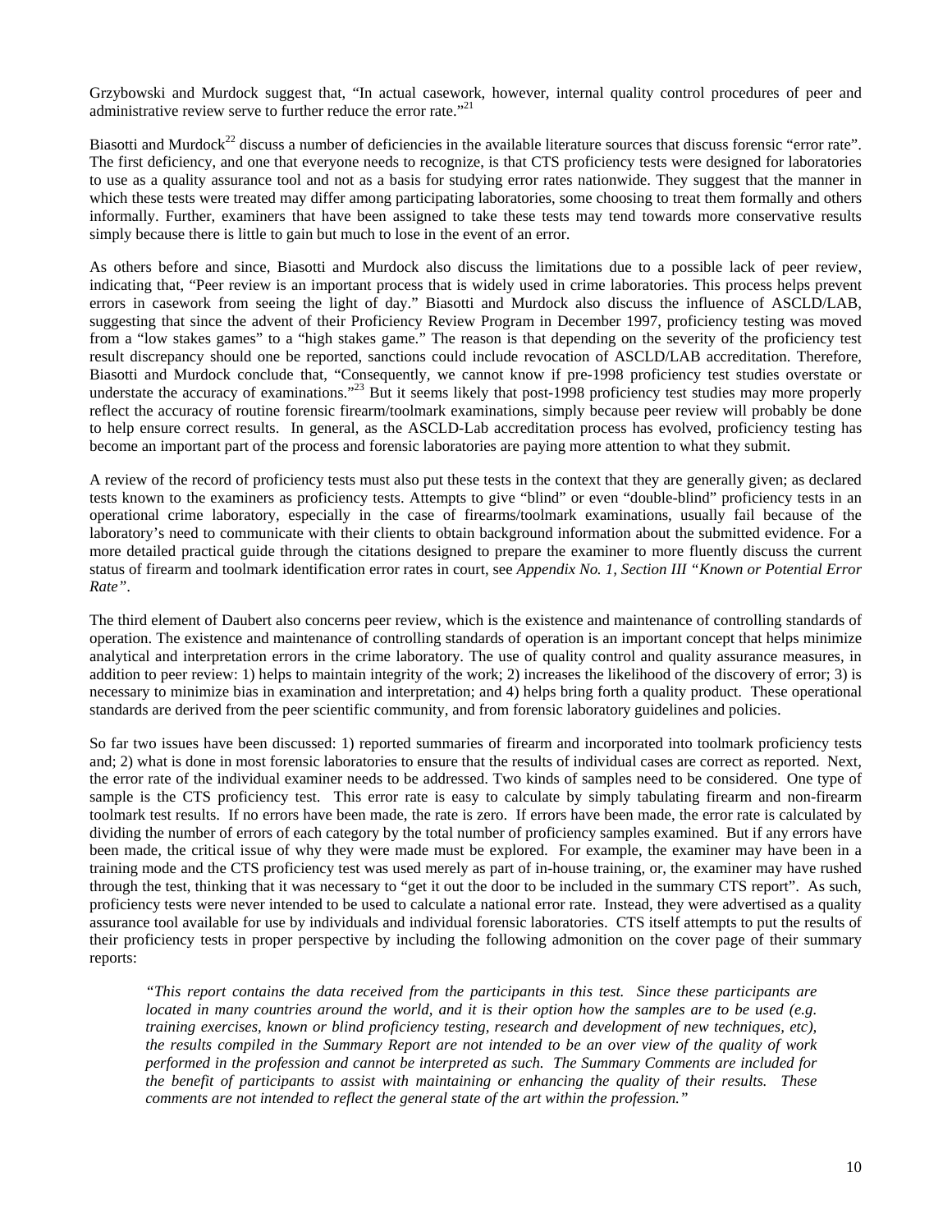Grzybowski and Murdock suggest that, "In actual casework, however, internal quality control procedures of peer and administrative review serve to further reduce the error rate."[21]

Biasotti and Murdock[22] discuss a number of deficiencies in the available literature sources that discuss forensic "error rate". The first deficiency, and one that everyone needs to recognize, is that CTS proficiency tests were designed for laboratories to use as a quality assurance tool and not as a basis for studying error rates nationwide. They suggest that the manner in which these tests were treated may differ among participating laboratories, some choosing to treat them formally and others informally. Further, examiners that have been assigned to take these tests may tend towards more conservative results simply because there is little to gain but much to lose in the event of an error.

As others before and since, Biasotti and Murdock also discuss the limitations due to a possible lack of peer review, indicating that, "Peer review is an important process that is widely used in crime laboratories. This process helps prevent errors in casework from seeing the light of day." Biasotti and Murdock also discuss the influence of ASCLD/LAB, suggesting that since the advent of their Proficiency Review Program in December 1997, proficiency testing was moved from a "low stakes games" to a "high stakes game." The reason is that depending on the severity of the proficiency test result discrepancy should one be reported, sanctions could include revocation of ASCLD/LAB accreditation. Therefore, Biasotti and Murdock conclude that, "Consequently, we cannot know if pre-1998 proficiency test studies overstate or understate the accuracy of examinations."[23] But it seems likely that post-1998 proficiency test studies may more properly reflect the accuracy of routine forensic firearm/toolmark examinations, simply because peer review will probably be done to help ensure correct results. In general, as the ASCLD-Lab accreditation process has evolved, proficiency testing has become an important part of the process and forensic laboratories are paying more attention to what they submit.

A review of the record of proficiency tests must also put these tests in the context that they are generally given; as declared tests known to the examiners as proficiency tests. Attempts to give "blind" or even "double-blind" proficiency tests in an operational crime laboratory, especially in the case of firearms/toolmark examinations, usually fail because of the laboratory's need to communicate with their clients to obtain background information about the submitted evidence. For a more detailed practical guide through the citations designed to prepare the examiner to more fluently discuss the current status of firearm and toolmark identification error rates in court, see *Appendix No. 1, Section III "Known or Potential Error Rate"*.

The third element of Daubert also concerns peer review, which is the existence and maintenance of controlling standards of operation. The existence and maintenance of controlling standards of operation is an important concept that helps minimize analytical and interpretation errors in the crime laboratory. The use of quality control and quality assurance measures, in addition to peer review: 1) helps to maintain integrity of the work; 2) increases the likelihood of the discovery of error; 3) is necessary to minimize bias in examination and interpretation; and 4) helps bring forth a quality product. These operational standards are derived from the peer scientific community, and from forensic laboratory guidelines and policies.

So far two issues have been discussed: 1) reported summaries of firearm and incorporated into toolmark proficiency tests and; 2) what is done in most forensic laboratories to ensure that the results of individual cases are correct as reported. Next, the error rate of the individual examiner needs to be addressed. Two kinds of samples need to be considered. One type of sample is the CTS proficiency test. This error rate is easy to calculate by simply tabulating firearm and non-firearm toolmark test results. If no errors have been made, the rate is zero. If errors have been made, the error rate is calculated by dividing the number of errors of each category by the total number of proficiency samples examined. But if any errors have been made, the critical issue of why they were made must be explored. For example, the examiner may have been in a training mode and the CTS proficiency test was used merely as part of in-house training, or, the examiner may have rushed through the test, thinking that it was necessary to "get it out the door to be included in the summary CTS report". As such, proficiency tests were never intended to be used to calculate a national error rate. Instead, they were advertised as a quality assurance tool available for use by individuals and individual forensic laboratories. CTS itself attempts to put the results of their proficiency tests in proper perspective by including the following admonition on the cover page of their summary reports:

> *"This report contains the data received from the participants in this test. Since these participants are located in many countries around the world, and it is their option how the samples are to be used (e.g. training exercises, known or blind proficiency testing, research and development of new techniques, etc), the results compiled in the Summary Report are not intended to be an over view of the quality of work performed in the profession and cannot be interpreted as such. The Summary Comments are included for the benefit of participants to assist with maintaining or enhancing the quality of their results. These comments are not intended to reflect the general state of the art within the profession."*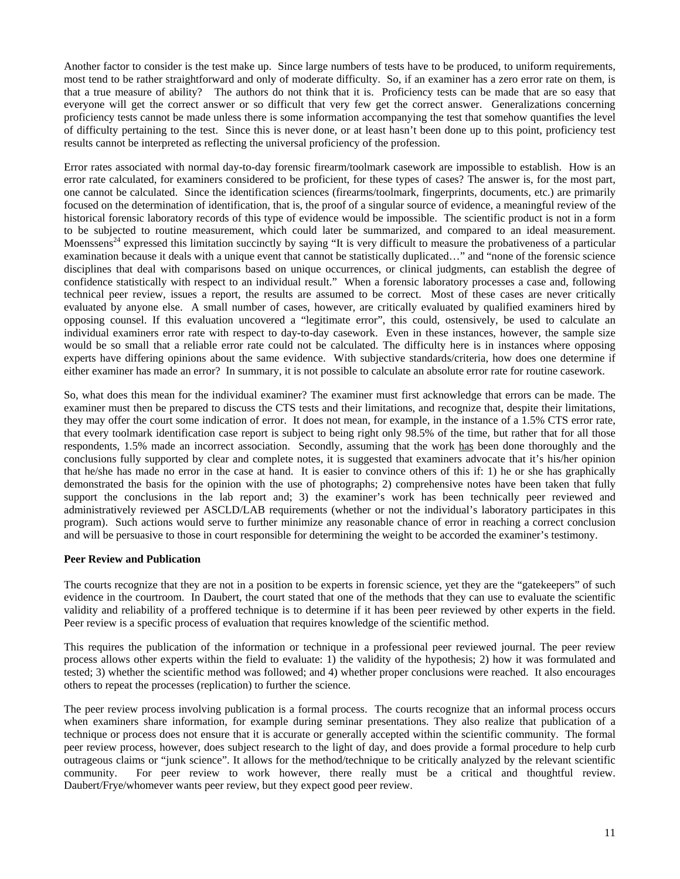Another factor to consider is the test make up. Since large numbers of tests have to be produced, to uniform requirements, most tend to be rather straightforward and only of moderate difficulty. So, if an examiner has a zero error rate on them, is that a true measure of ability? The authors do not think that it is. Proficiency tests can be made that are so easy that everyone will get the correct answer or so difficult that very few get the correct answer. Generalizations concerning proficiency tests cannot be made unless there is some information accompanying the test that somehow quantifies the level of difficulty pertaining to the test. Since this is never done, or at least hasn't been done up to this point, proficiency test results cannot be interpreted as reflecting the universal proficiency of the profession.

Error rates associated with normal day-to-day forensic firearm/toolmark casework are impossible to establish. How is an error rate calculated, for examiners considered to be proficient, for these types of cases? The answer is, for the most part, one cannot be calculated. Since the identification sciences (firearms/toolmark, fingerprints, documents, etc.) are primarily focused on the determination of identification, that is, the proof of a singular source of evidence, a meaningful review of the historical forensic laboratory records of this type of evidence would be impossible. The scientific product is not in a form to be subjected to routine measurement, which could later be summarized, and compared to an ideal measurement. Moenssens[24] expressed this limitation succinctly by saying "It is very difficult to measure the probativeness of a particular examination because it deals with a unique event that cannot be statistically duplicated…" and "none of the forensic science disciplines that deal with comparisons based on unique occurrences, or clinical judgments, can establish the degree of confidence statistically with respect to an individual result." When a forensic laboratory processes a case and, following technical peer review, issues a report, the results are assumed to be correct. Most of these cases are never critically evaluated by anyone else. A small number of cases, however, are critically evaluated by qualified examiners hired by opposing counsel. If this evaluation uncovered a "legitimate error", this could, ostensively, be used to calculate an individual examiners error rate with respect to day-to-day casework. Even in these instances, however, the sample size would be so small that a reliable error rate could not be calculated. The difficulty here is in instances where opposing experts have differing opinions about the same evidence. With subjective standards/criteria, how does one determine if either examiner has made an error? In summary, it is not possible to calculate an absolute error rate for routine casework.

So, what does this mean for the individual examiner? The examiner must first acknowledge that errors can be made. The examiner must then be prepared to discuss the CTS tests and their limitations, and recognize that, despite their limitations, they may offer the court some indication of error. It does not mean, for example, in the instance of a 1.5% CTS error rate, that every toolmark identification case report is subject to being right only 98.5% of the time, but rather that for all those respondents, 1.5% made an incorrect association. Secondly, assuming that the work <u>has</u> been done thoroughly and the conclusions fully supported by clear and complete notes, it is suggested that examiners advocate that it's his/her opinion that he/she has made no error in the case at hand. It is easier to convince others of this if: 1) he or she has graphically demonstrated the basis for the opinion with the use of photographs; 2) comprehensive notes have been taken that fully support the conclusions in the lab report and; 3) the examiner's work has been technically peer reviewed and administratively reviewed per ASCLD/LAB requirements (whether or not the individual's laboratory participates in this program). Such actions would serve to further minimize any reasonable chance of error in reaching a correct conclusion and will be persuasive to those in court responsible for determining the weight to be accorded the examiner's testimony.

**Peer Review and Publication**

The courts recognize that they are not in a position to be experts in forensic science, yet they are the "gatekeepers" of such evidence in the courtroom. In Daubert, the court stated that one of the methods that they can use to evaluate the scientific validity and reliability of a proffered technique is to determine if it has been peer reviewed by other experts in the field. Peer review is a specific process of evaluation that requires knowledge of the scientific method.

This requires the publication of the information or technique in a professional peer reviewed journal. The peer review process allows other experts within the field to evaluate: 1) the validity of the hypothesis; 2) how it was formulated and tested; 3) whether the scientific method was followed; and 4) whether proper conclusions were reached. It also encourages others to repeat the processes (replication) to further the science.

The peer review process involving publication is a formal process. The courts recognize that an informal process occurs when examiners share information, for example during seminar presentations. They also realize that publication of a technique or process does not ensure that it is accurate or generally accepted within the scientific community. The formal peer review process, however, does subject research to the light of day, and does provide a formal procedure to help curb outrageous claims or "junk science". It allows for the method/technique to be critically analyzed by the relevant scientific community. For peer review to work however, there really must be a critical and thoughtful review. Daubert/Frye/whomever wants peer review, but they expect good peer review.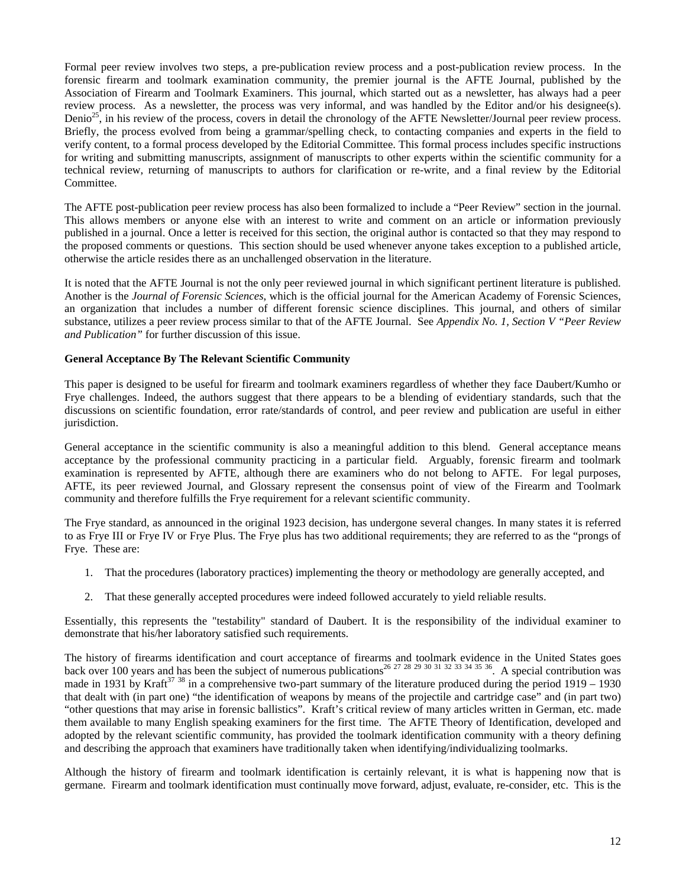Formal peer review involves two steps, a pre-publication review process and a post-publication review process. In the forensic firearm and toolmark examination community, the premier journal is the AFTE Journal, published by the Association of Firearm and Toolmark Examiners. This journal, which started out as a newsletter, has always had a peer review process. As a newsletter, the process was very informal, and was handled by the Editor and/or his designee(s). Denio[25], in his review of the process, covers in detail the chronology of the AFTE Newsletter/Journal peer review process. Briefly, the process evolved from being a grammar/spelling check, to contacting companies and experts in the field to verify content, to a formal process developed by the Editorial Committee. This formal process includes specific instructions for writing and submitting manuscripts, assignment of manuscripts to other experts within the scientific community for a technical review, returning of manuscripts to authors for clarification or re-write, and a final review by the Editorial Committee.

The AFTE post-publication peer review process has also been formalized to include a "Peer Review" section in the journal. This allows members or anyone else with an interest to write and comment on an article or information previously published in a journal. Once a letter is received for this section, the original author is contacted so that they may respond to the proposed comments or questions. This section should be used whenever anyone takes exception to a published article, otherwise the article resides there as an unchallenged observation in the literature.

It is noted that the AFTE Journal is not the only peer reviewed journal in which significant pertinent literature is published. Another is the *Journal of Forensic Sciences*, which is the official journal for the American Academy of Forensic Sciences, an organization that includes a number of different forensic science disciplines. This journal, and others of similar substance, utilizes a peer review process similar to that of the AFTE Journal. See *Appendix No. 1, Section V "Peer Review and Publication"* for further discussion of this issue.

**General Acceptance By The Relevant Scientific Community**

This paper is designed to be useful for firearm and toolmark examiners regardless of whether they face Daubert/Kumho or Frye challenges. Indeed, the authors suggest that there appears to be a blending of evidentiary standards, such that the discussions on scientific foundation, error rate/standards of control, and peer review and publication are useful in either jurisdiction.

General acceptance in the scientific community is also a meaningful addition to this blend. General acceptance means acceptance by the professional community practicing in a particular field. Arguably, forensic firearm and toolmark examination is represented by AFTE, although there are examiners who do not belong to AFTE. For legal purposes, AFTE, its peer reviewed Journal, and Glossary represent the consensus point of view of the Firearm and Toolmark community and therefore fulfills the Frye requirement for a relevant scientific community.

The Frye standard, as announced in the original 1923 decision, has undergone several changes. In many states it is referred to as Frye III or Frye IV or Frye Plus. The Frye plus has two additional requirements; they are referred to as the "prongs of Frye. These are:

1. That the procedures (laboratory practices) implementing the theory or methodology are generally accepted, and
2. That these generally accepted procedures were indeed followed accurately to yield reliable results.

Essentially, this represents the "testability" standard of Daubert. It is the responsibility of the individual examiner to demonstrate that his/her laboratory satisfied such requirements.

The history of firearms identification and court acceptance of firearms and toolmark evidence in the United States goes back over 100 years and has been the subject of numerous publications[26 27 28 29 30 31 32 33 34 35 36]. A special contribution was made in 1931 by Kraft[37 38] in a comprehensive two-part summary of the literature produced during the period 1919 – 1930 that dealt with (in part one) "the identification of weapons by means of the projectile and cartridge case" and (in part two) "other questions that may arise in forensic ballistics". Kraft's critical review of many articles written in German, etc. made them available to many English speaking examiners for the first time. The AFTE Theory of Identification, developed and adopted by the relevant scientific community, has provided the toolmark identification community with a theory defining and describing the approach that examiners have traditionally taken when identifying/individualizing toolmarks.

Although the history of firearm and toolmark identification is certainly relevant, it is what is happening now that is germane. Firearm and toolmark identification must continually move forward, adjust, evaluate, re-consider, etc. This is the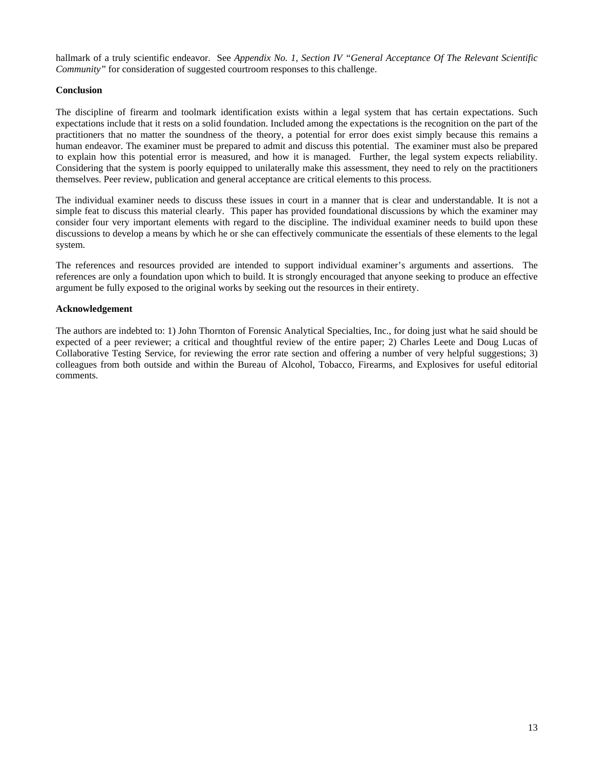hallmark of a truly scientific endeavor. See *Appendix No. 1, Section IV "General Acceptance Of The Relevant Scientific Community"* for consideration of suggested courtroom responses to this challenge.

**Conclusion**

The discipline of firearm and toolmark identification exists within a legal system that has certain expectations. Such expectations include that it rests on a solid foundation. Included among the expectations is the recognition on the part of the practitioners that no matter the soundness of the theory, a potential for error does exist simply because this remains a human endeavor. The examiner must be prepared to admit and discuss this potential. The examiner must also be prepared to explain how this potential error is measured, and how it is managed. Further, the legal system expects reliability. Considering that the system is poorly equipped to unilaterally make this assessment, they need to rely on the practitioners themselves. Peer review, publication and general acceptance are critical elements to this process.

The individual examiner needs to discuss these issues in court in a manner that is clear and understandable. It is not a simple feat to discuss this material clearly. This paper has provided foundational discussions by which the examiner may consider four very important elements with regard to the discipline. The individual examiner needs to build upon these discussions to develop a means by which he or she can effectively communicate the essentials of these elements to the legal system.

The references and resources provided are intended to support individual examiner's arguments and assertions. The references are only a foundation upon which to build. It is strongly encouraged that anyone seeking to produce an effective argument be fully exposed to the original works by seeking out the resources in their entirety.

**Acknowledgement**

The authors are indebted to: 1) John Thornton of Forensic Analytical Specialties, Inc., for doing just what he said should be expected of a peer reviewer; a critical and thoughtful review of the entire paper; 2) Charles Leete and Doug Lucas of Collaborative Testing Service, for reviewing the error rate section and offering a number of very helpful suggestions; 3) colleagues from both outside and within the Bureau of Alcohol, Tobacco, Firearms, and Explosives for useful editorial comments.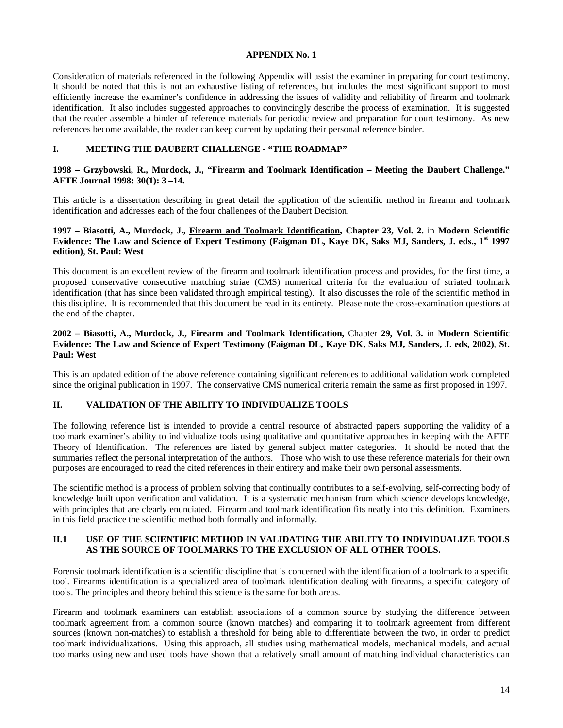# APPENDIX No. 1

Consideration of materials referenced in the following Appendix will assist the examiner in preparing for court testimony. It should be noted that this is not an exhaustive listing of references, but includes the most significant support to most efficiently increase the examiner's confidence in addressing the issues of validity and reliability of firearm and toolmark identification. It also includes suggested approaches to convincingly describe the process of examination. It is suggested that the reader assemble a binder of reference materials for periodic review and preparation for court testimony. As new references become available, the reader can keep current by updating their personal reference binder.

## I. MEETING THE DAUBERT CHALLENGE - "THE ROADMAP"

**1998 – Grzybowski, R., Murdock, J., "Firearm and Toolmark Identification – Meeting the Daubert Challenge." AFTE Journal 1998: 30(1): 3 –14.**

This article is a dissertation describing in great detail the application of the scientific method in firearm and toolmark identification and addresses each of the four challenges of the Daubert Decision.

**1997 – Biasotti, A., Murdock, J., Firearm and Toolmark Identification, Chapter 23, Vol. 2.** in **Modern Scientific Evidence: The Law and Science of Expert Testimony (Faigman DL, Kaye DK, Saks MJ, Sanders, J. eds., 1st 1997 edition)**, **St. Paul: West**

This document is an excellent review of the firearm and toolmark identification process and provides, for the first time, a proposed conservative consecutive matching striae (CMS) numerical criteria for the evaluation of striated toolmark identification (that has since been validated through empirical testing). It also discusses the role of the scientific method in this discipline. It is recommended that this document be read in its entirety. Please note the cross-examination questions at the end of the chapter.

**2002 – Biasotti, A., Murdock, J., Firearm and Toolmark Identification,** Chapter **29, Vol. 3.** in **Modern Scientific Evidence: The Law and Science of Expert Testimony (Faigman DL, Kaye DK, Saks MJ, Sanders, J. eds, 2002)**, **St. Paul: West**

This is an updated edition of the above reference containing significant references to additional validation work completed since the original publication in 1997. The conservative CMS numerical criteria remain the same as first proposed in 1997.

## II. VALIDATION OF THE ABILITY TO INDIVIDUALIZE TOOLS

The following reference list is intended to provide a central resource of abstracted papers supporting the validity of a toolmark examiner's ability to individualize tools using qualitative and quantitative approaches in keeping with the AFTE Theory of Identification. The references are listed by general subject matter categories. It should be noted that the summaries reflect the personal interpretation of the authors. Those who wish to use these reference materials for their own purposes are encouraged to read the cited references in their entirety and make their own personal assessments.

The scientific method is a process of problem solving that continually contributes to a self-evolving, self-correcting body of knowledge built upon verification and validation. It is a systematic mechanism from which science develops knowledge, with principles that are clearly enunciated. Firearm and toolmark identification fits neatly into this definition. Examiners in this field practice the scientific method both formally and informally.

### II.1 USE OF THE SCIENTIFIC METHOD IN VALIDATING THE ABILITY TO INDIVIDUALIZE TOOLS AS THE SOURCE OF TOOLMARKS TO THE EXCLUSION OF ALL OTHER TOOLS.

Forensic toolmark identification is a scientific discipline that is concerned with the identification of a toolmark to a specific tool. Firearms identification is a specialized area of toolmark identification dealing with firearms, a specific category of tools. The principles and theory behind this science is the same for both areas.

Firearm and toolmark examiners can establish associations of a common source by studying the difference between toolmark agreement from a common source (known matches) and comparing it to toolmark agreement from different sources (known non-matches) to establish a threshold for being able to differentiate between the two, in order to predict toolmark individualizations. Using this approach, all studies using mathematical models, mechanical models, and actual toolmarks using new and used tools have shown that a relatively small amount of matching individual characteristics can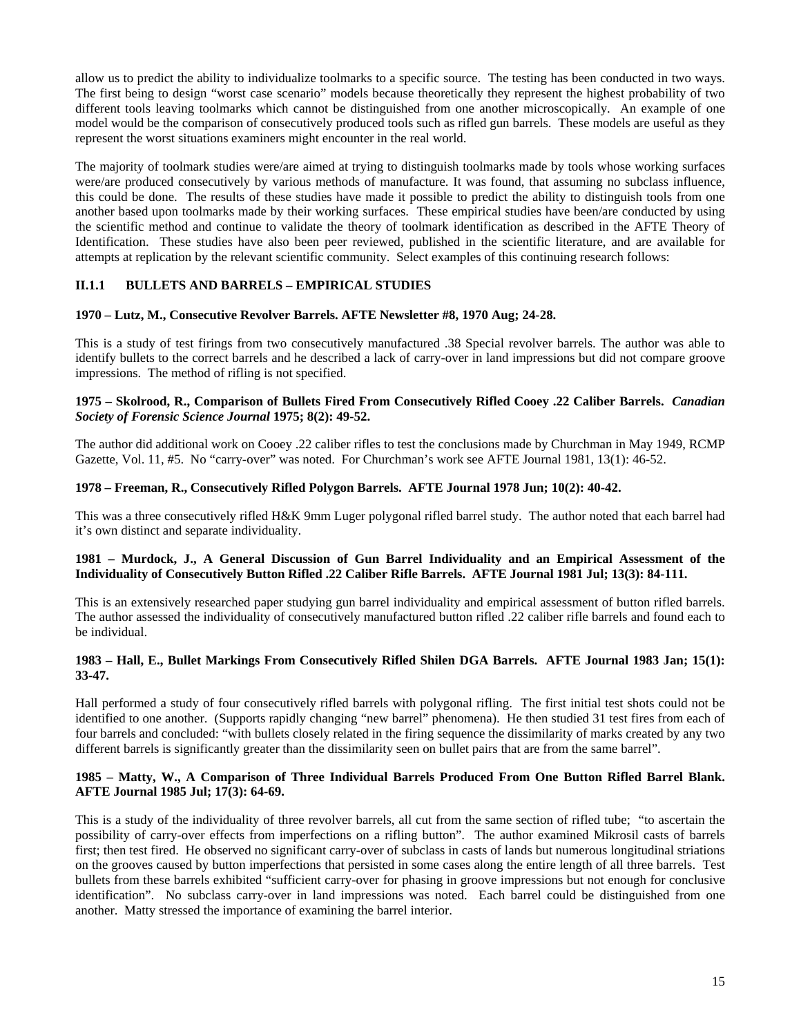allow us to predict the ability to individualize toolmarks to a specific source. The testing has been conducted in two ways. The first being to design "worst case scenario" models because theoretically they represent the highest probability of two different tools leaving toolmarks which cannot be distinguished from one another microscopically. An example of one model would be the comparison of consecutively produced tools such as rifled gun barrels. These models are useful as they represent the worst situations examiners might encounter in the real world.

The majority of toolmark studies were/are aimed at trying to distinguish toolmarks made by tools whose working surfaces were/are produced consecutively by various methods of manufacture. It was found, that assuming no subclass influence, this could be done. The results of these studies have made it possible to predict the ability to distinguish tools from one another based upon toolmarks made by their working surfaces. These empirical studies have been/are conducted by using the scientific method and continue to validate the theory of toolmark identification as described in the AFTE Theory of Identification. These studies have also been peer reviewed, published in the scientific literature, and are available for attempts at replication by the relevant scientific community. Select examples of this continuing research follows:

### II.1.1 BULLETS AND BARRELS – EMPIRICAL STUDIES

**1970 – Lutz, M., Consecutive Revolver Barrels. AFTE Newsletter #8, 1970 Aug; 24-28.**

This is a study of test firings from two consecutively manufactured .38 Special revolver barrels. The author was able to identify bullets to the correct barrels and he described a lack of carry-over in land impressions but did not compare groove impressions. The method of rifling is not specified.

**1975 – Skolrood, R., Comparison of Bullets Fired From Consecutively Rifled Cooey .22 Caliber Barrels. *Canadian Society of Forensic Science Journal* 1975; 8(2): 49-52.**

The author did additional work on Cooey .22 caliber rifles to test the conclusions made by Churchman in May 1949, RCMP Gazette, Vol. 11, #5. No "carry-over" was noted. For Churchman's work see AFTE Journal 1981, 13(1): 46-52.

**1978 – Freeman, R., Consecutively Rifled Polygon Barrels. AFTE Journal 1978 Jun; 10(2): 40-42.**

This was a three consecutively rifled H&K 9mm Luger polygonal rifled barrel study. The author noted that each barrel had it's own distinct and separate individuality.

**1981 – Murdock, J., A General Discussion of Gun Barrel Individuality and an Empirical Assessment of the Individuality of Consecutively Button Rifled .22 Caliber Rifle Barrels. AFTE Journal 1981 Jul; 13(3): 84-111.**

This is an extensively researched paper studying gun barrel individuality and empirical assessment of button rifled barrels. The author assessed the individuality of consecutively manufactured button rifled .22 caliber rifle barrels and found each to be individual.

**1983 – Hall, E., Bullet Markings From Consecutively Rifled Shilen DGA Barrels. AFTE Journal 1983 Jan; 15(1): 33-47.**

Hall performed a study of four consecutively rifled barrels with polygonal rifling. The first initial test shots could not be identified to one another. (Supports rapidly changing "new barrel" phenomena). He then studied 31 test fires from each of four barrels and concluded: "with bullets closely related in the firing sequence the dissimilarity of marks created by any two different barrels is significantly greater than the dissimilarity seen on bullet pairs that are from the same barrel".

**1985 – Matty, W., A Comparison of Three Individual Barrels Produced From One Button Rifled Barrel Blank. AFTE Journal 1985 Jul; 17(3): 64-69.**

This is a study of the individuality of three revolver barrels, all cut from the same section of rifled tube; "to ascertain the possibility of carry-over effects from imperfections on a rifling button". The author examined Mikrosil casts of barrels first; then test fired. He observed no significant carry-over of subclass in casts of lands but numerous longitudinal striations on the grooves caused by button imperfections that persisted in some cases along the entire length of all three barrels. Test bullets from these barrels exhibited "sufficient carry-over for phasing in groove impressions but not enough for conclusive identification". No subclass carry-over in land impressions was noted. Each barrel could be distinguished from one another. Matty stressed the importance of examining the barrel interior.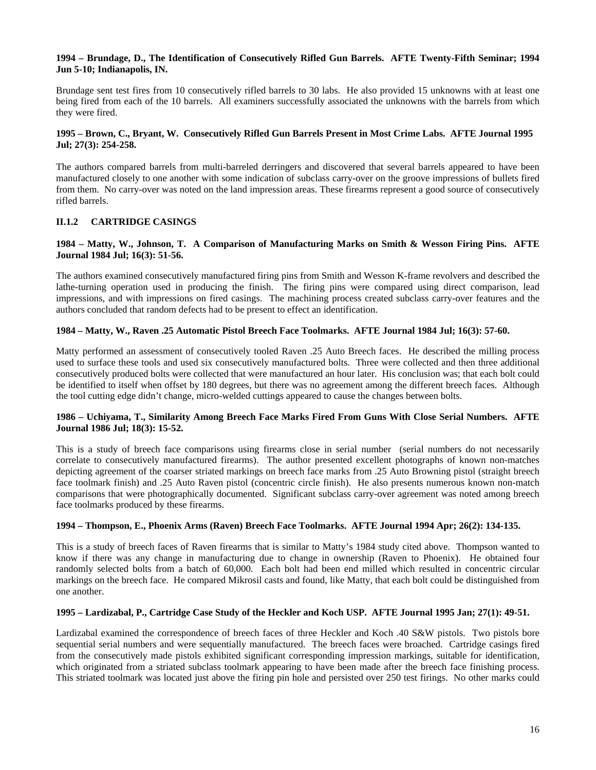**1994 – Brundage, D., The Identification of Consecutively Rifled Gun Barrels. AFTE Twenty-Fifth Seminar; 1994 Jun 5-10; Indianapolis, IN.**

Brundage sent test fires from 10 consecutively rifled barrels to 30 labs. He also provided 15 unknowns with at least one being fired from each of the 10 barrels. All examiners successfully associated the unknowns with the barrels from which they were fired.

**1995 – Brown, C., Bryant, W. Consecutively Rifled Gun Barrels Present in Most Crime Labs. AFTE Journal 1995 Jul; 27(3): 254-258.**

The authors compared barrels from multi-barreled derringers and discovered that several barrels appeared to have been manufactured closely to one another with some indication of subclass carry-over on the groove impressions of bullets fired from them. No carry-over was noted on the land impression areas. These firearms represent a good source of consecutively rifled barrels.

### II.1.2 CARTRIDGE CASINGS

**1984 – Matty, W., Johnson, T. A Comparison of Manufacturing Marks on Smith & Wesson Firing Pins. AFTE Journal 1984 Jul; 16(3): 51-56.**

The authors examined consecutively manufactured firing pins from Smith and Wesson K-frame revolvers and described the lathe-turning operation used in producing the finish. The firing pins were compared using direct comparison, lead impressions, and with impressions on fired casings. The machining process created subclass carry-over features and the authors concluded that random defects had to be present to effect an identification.

**1984 – Matty, W., Raven .25 Automatic Pistol Breech Face Toolmarks. AFTE Journal 1984 Jul; 16(3): 57-60.**

Matty performed an assessment of consecutively tooled Raven .25 Auto Breech faces. He described the milling process used to surface these tools and used six consecutively manufactured bolts. Three were collected and then three additional consecutively produced bolts were collected that were manufactured an hour later. His conclusion was; that each bolt could be identified to itself when offset by 180 degrees, but there was no agreement among the different breech faces. Although the tool cutting edge didn't change, micro-welded cuttings appeared to cause the changes between bolts.

**1986 – Uchiyama, T., Similarity Among Breech Face Marks Fired From Guns With Close Serial Numbers. AFTE Journal 1986 Jul; 18(3): 15-52.**

This is a study of breech face comparisons using firearms close in serial number (serial numbers do not necessarily correlate to consecutively manufactured firearms). The author presented excellent photographs of known non-matches depicting agreement of the coarser striated markings on breech face marks from .25 Auto Browning pistol (straight breech face toolmark finish) and .25 Auto Raven pistol (concentric circle finish). He also presents numerous known non-match comparisons that were photographically documented. Significant subclass carry-over agreement was noted among breech face toolmarks produced by these firearms.

**1994 – Thompson, E., Phoenix Arms (Raven) Breech Face Toolmarks. AFTE Journal 1994 Apr; 26(2): 134-135.**

This is a study of breech faces of Raven firearms that is similar to Matty's 1984 study cited above. Thompson wanted to know if there was any change in manufacturing due to change in ownership (Raven to Phoenix). He obtained four randomly selected bolts from a batch of 60,000. Each bolt had been end milled which resulted in concentric circular markings on the breech face. He compared Mikrosil casts and found, like Matty, that each bolt could be distinguished from one another.

**1995 – Lardizabal, P., Cartridge Case Study of the Heckler and Koch USP. AFTE Journal 1995 Jan; 27(1): 49-51.**

Lardizabal examined the correspondence of breech faces of three Heckler and Koch .40 S&W pistols. Two pistols bore sequential serial numbers and were sequentially manufactured. The breech faces were broached. Cartridge casings fired from the consecutively made pistols exhibited significant corresponding impression markings, suitable for identification, which originated from a striated subclass toolmark appearing to have been made after the breech face finishing process. This striated toolmark was located just above the firing pin hole and persisted over 250 test firings. No other marks could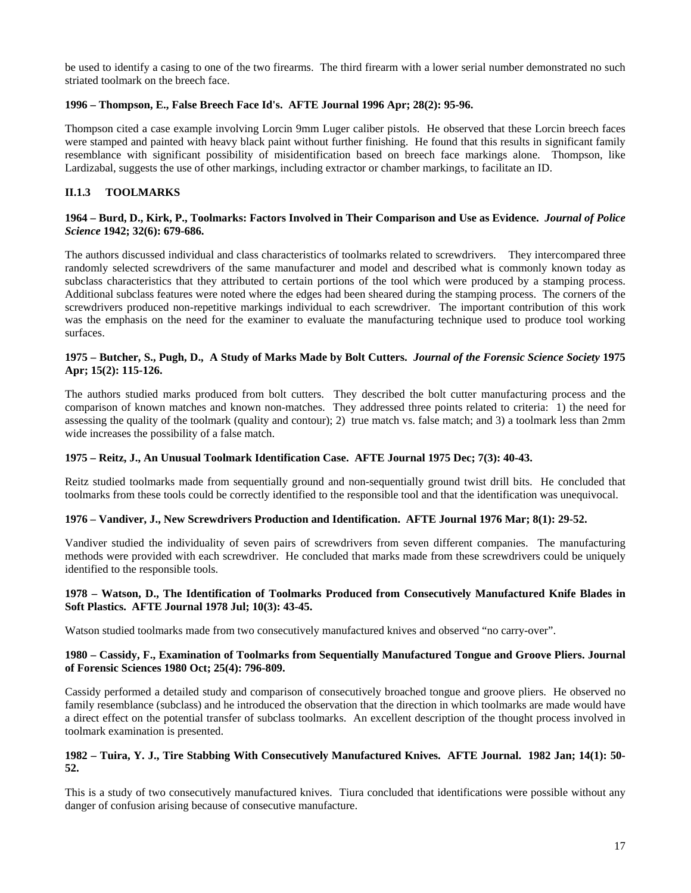be used to identify a casing to one of the two firearms. The third firearm with a lower serial number demonstrated no such striated toolmark on the breech face.

**1996 – Thompson, E., False Breech Face Id's. AFTE Journal 1996 Apr; 28(2): 95-96.**

Thompson cited a case example involving Lorcin 9mm Luger caliber pistols. He observed that these Lorcin breech faces were stamped and painted with heavy black paint without further finishing. He found that this results in significant family resemblance with significant possibility of misidentification based on breech face markings alone. Thompson, like Lardizabal, suggests the use of other markings, including extractor or chamber markings, to facilitate an ID.

### II.1.3 TOOLMARKS

**1964 – Burd, D., Kirk, P., Toolmarks: Factors Involved in Their Comparison and Use as Evidence. *Journal of Police Science* 1942; 32(6): 679-686.**

The authors discussed individual and class characteristics of toolmarks related to screwdrivers. They intercompared three randomly selected screwdrivers of the same manufacturer and model and described what is commonly known today as subclass characteristics that they attributed to certain portions of the tool which were produced by a stamping process. Additional subclass features were noted where the edges had been sheared during the stamping process. The corners of the screwdrivers produced non-repetitive markings individual to each screwdriver. The important contribution of this work was the emphasis on the need for the examiner to evaluate the manufacturing technique used to produce tool working surfaces.

**1975 – Butcher, S., Pugh, D., A Study of Marks Made by Bolt Cutters. *Journal of the Forensic Science Society* 1975 Apr; 15(2): 115-126.**

The authors studied marks produced from bolt cutters. They described the bolt cutter manufacturing process and the comparison of known matches and known non-matches. They addressed three points related to criteria: 1) the need for assessing the quality of the toolmark (quality and contour); 2) true match vs. false match; and 3) a toolmark less than 2mm wide increases the possibility of a false match.

**1975 – Reitz, J., An Unusual Toolmark Identification Case. AFTE Journal 1975 Dec; 7(3): 40-43.**

Reitz studied toolmarks made from sequentially ground and non-sequentially ground twist drill bits. He concluded that toolmarks from these tools could be correctly identified to the responsible tool and that the identification was unequivocal.

**1976 – Vandiver, J., New Screwdrivers Production and Identification. AFTE Journal 1976 Mar; 8(1): 29-52.**

Vandiver studied the individuality of seven pairs of screwdrivers from seven different companies. The manufacturing methods were provided with each screwdriver. He concluded that marks made from these screwdrivers could be uniquely identified to the responsible tools.

**1978 – Watson, D., The Identification of Toolmarks Produced from Consecutively Manufactured Knife Blades in Soft Plastics. AFTE Journal 1978 Jul; 10(3): 43-45.**

Watson studied toolmarks made from two consecutively manufactured knives and observed "no carry-over".

**1980 – Cassidy, F., Examination of Toolmarks from Sequentially Manufactured Tongue and Groove Pliers. Journal of Forensic Sciences 1980 Oct; 25(4): 796-809.**

Cassidy performed a detailed study and comparison of consecutively broached tongue and groove pliers. He observed no family resemblance (subclass) and he introduced the observation that the direction in which toolmarks are made would have a direct effect on the potential transfer of subclass toolmarks. An excellent description of the thought process involved in toolmark examination is presented.

**1982 – Tuira, Y. J., Tire Stabbing With Consecutively Manufactured Knives. AFTE Journal. 1982 Jan; 14(1): 50-52.**

This is a study of two consecutively manufactured knives. Tiura concluded that identifications were possible without any danger of confusion arising because of consecutive manufacture.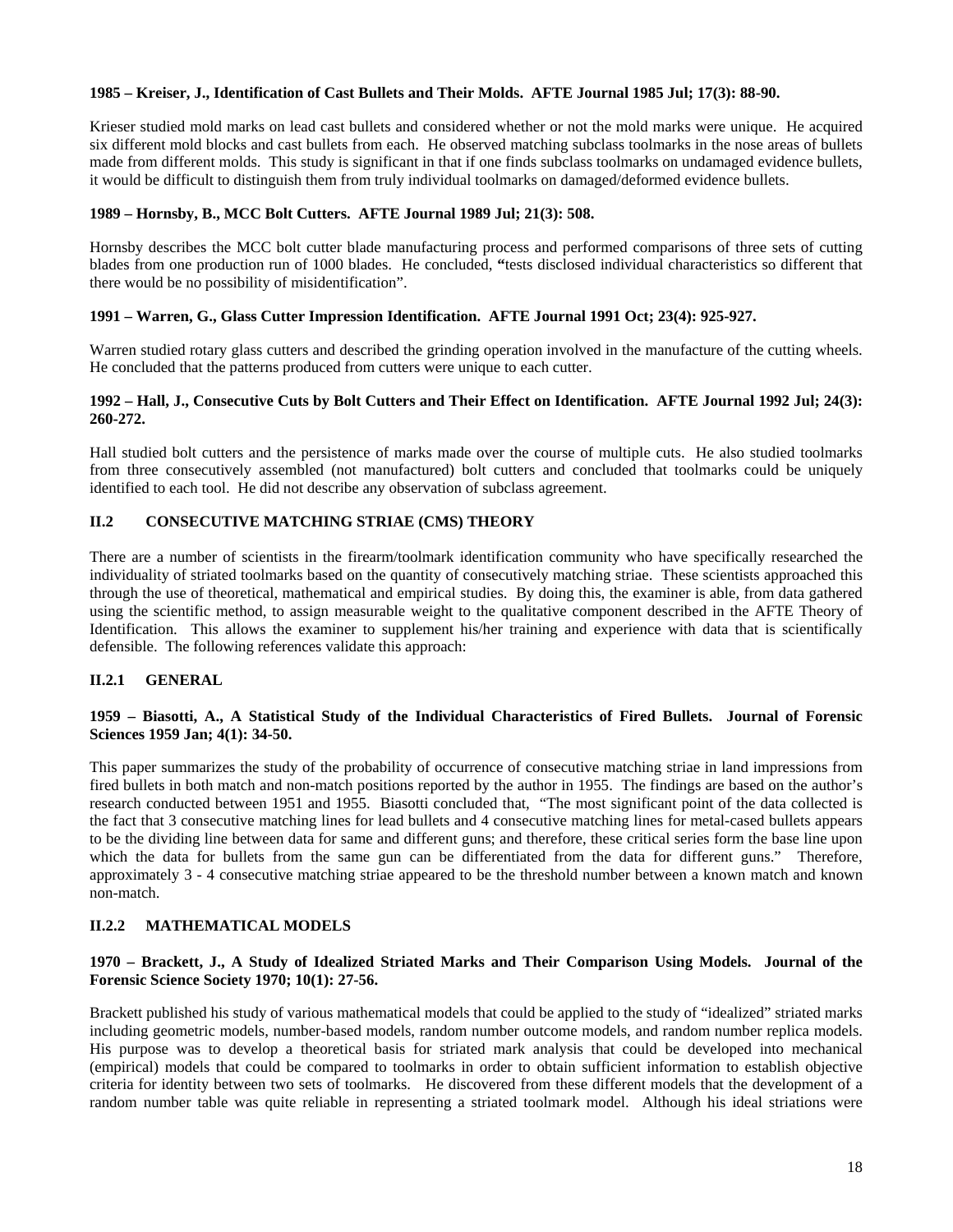**1985 – Kreiser, J., Identification of Cast Bullets and Their Molds. AFTE Journal 1985 Jul; 17(3): 88-90.**

Krieser studied mold marks on lead cast bullets and considered whether or not the mold marks were unique. He acquired six different mold blocks and cast bullets from each. He observed matching subclass toolmarks in the nose areas of bullets made from different molds. This study is significant in that if one finds subclass toolmarks on undamaged evidence bullets, it would be difficult to distinguish them from truly individual toolmarks on damaged/deformed evidence bullets.

**1989 – Hornsby, B., MCC Bolt Cutters. AFTE Journal 1989 Jul; 21(3): 508.**

Hornsby describes the MCC bolt cutter blade manufacturing process and performed comparisons of three sets of cutting blades from one production run of 1000 blades. He concluded, **"**tests disclosed individual characteristics so different that there would be no possibility of misidentification".

**1991 – Warren, G., Glass Cutter Impression Identification. AFTE Journal 1991 Oct; 23(4): 925-927.**

Warren studied rotary glass cutters and described the grinding operation involved in the manufacture of the cutting wheels. He concluded that the patterns produced from cutters were unique to each cutter.

**1992 – Hall, J., Consecutive Cuts by Bolt Cutters and Their Effect on Identification. AFTE Journal 1992 Jul; 24(3): 260-272.**

Hall studied bolt cutters and the persistence of marks made over the course of multiple cuts. He also studied toolmarks from three consecutively assembled (not manufactured) bolt cutters and concluded that toolmarks could be uniquely identified to each tool. He did not describe any observation of subclass agreement.

## II.2 CONSECUTIVE MATCHING STRIAE (CMS) THEORY

There are a number of scientists in the firearm/toolmark identification community who have specifically researched the individuality of striated toolmarks based on the quantity of consecutively matching striae. These scientists approached this through the use of theoretical, mathematical and empirical studies. By doing this, the examiner is able, from data gathered using the scientific method, to assign measurable weight to the qualitative component described in the AFTE Theory of Identification. This allows the examiner to supplement his/her training and experience with data that is scientifically defensible. The following references validate this approach:

### II.2.1 GENERAL

**1959 – Biasotti, A., A Statistical Study of the Individual Characteristics of Fired Bullets. Journal of Forensic Sciences 1959 Jan; 4(1): 34-50.**

This paper summarizes the study of the probability of occurrence of consecutive matching striae in land impressions from fired bullets in both match and non-match positions reported by the author in 1955. The findings are based on the author's research conducted between 1951 and 1955. Biasotti concluded that, "The most significant point of the data collected is the fact that 3 consecutive matching lines for lead bullets and 4 consecutive matching lines for metal-cased bullets appears to be the dividing line between data for same and different guns; and therefore, these critical series form the base line upon which the data for bullets from the same gun can be differentiated from the data for different guns." Therefore, approximately 3 - 4 consecutive matching striae appeared to be the threshold number between a known match and known non-match.

### II.2.2 MATHEMATICAL MODELS

**1970 – Brackett, J., A Study of Idealized Striated Marks and Their Comparison Using Models. Journal of the Forensic Science Society 1970; 10(1): 27-56.**

Brackett published his study of various mathematical models that could be applied to the study of "idealized" striated marks including geometric models, number-based models, random number outcome models, and random number replica models. His purpose was to develop a theoretical basis for striated mark analysis that could be developed into mechanical (empirical) models that could be compared to toolmarks in order to obtain sufficient information to establish objective criteria for identity between two sets of toolmarks. He discovered from these different models that the development of a random number table was quite reliable in representing a striated toolmark model. Although his ideal striations were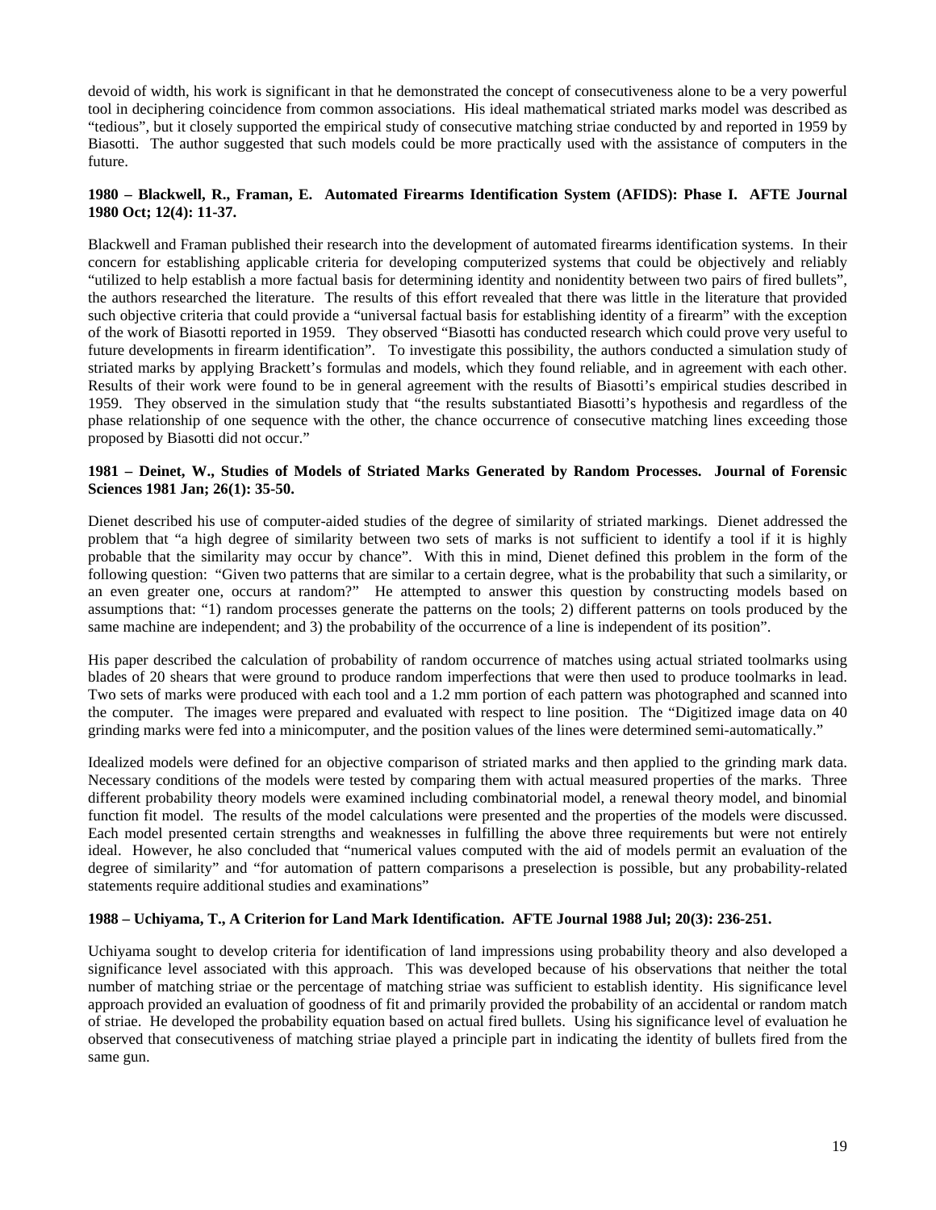devoid of width, his work is significant in that he demonstrated the concept of consecutiveness alone to be a very powerful tool in deciphering coincidence from common associations. His ideal mathematical striated marks model was described as "tedious", but it closely supported the empirical study of consecutive matching striae conducted by and reported in 1959 by Biasotti. The author suggested that such models could be more practically used with the assistance of computers in the future.

**1980 – Blackwell, R., Framan, E. Automated Firearms Identification System (AFIDS): Phase I. AFTE Journal 1980 Oct; 12(4): 11-37.**

Blackwell and Framan published their research into the development of automated firearms identification systems. In their concern for establishing applicable criteria for developing computerized systems that could be objectively and reliably "utilized to help establish a more factual basis for determining identity and nonidentity between two pairs of fired bullets", the authors researched the literature. The results of this effort revealed that there was little in the literature that provided such objective criteria that could provide a "universal factual basis for establishing identity of a firearm" with the exception of the work of Biasotti reported in 1959. They observed "Biasotti has conducted research which could prove very useful to future developments in firearm identification". To investigate this possibility, the authors conducted a simulation study of striated marks by applying Brackett's formulas and models, which they found reliable, and in agreement with each other. Results of their work were found to be in general agreement with the results of Biasotti's empirical studies described in 1959. They observed in the simulation study that "the results substantiated Biasotti's hypothesis and regardless of the phase relationship of one sequence with the other, the chance occurrence of consecutive matching lines exceeding those proposed by Biasotti did not occur."

**1981 – Deinet, W., Studies of Models of Striated Marks Generated by Random Processes. Journal of Forensic Sciences 1981 Jan; 26(1): 35-50.**

Dienet described his use of computer-aided studies of the degree of similarity of striated markings. Dienet addressed the problem that "a high degree of similarity between two sets of marks is not sufficient to identify a tool if it is highly probable that the similarity may occur by chance". With this in mind, Dienet defined this problem in the form of the following question: "Given two patterns that are similar to a certain degree, what is the probability that such a similarity, or an even greater one, occurs at random?" He attempted to answer this question by constructing models based on assumptions that: "1) random processes generate the patterns on the tools; 2) different patterns on tools produced by the same machine are independent; and 3) the probability of the occurrence of a line is independent of its position".

His paper described the calculation of probability of random occurrence of matches using actual striated toolmarks using blades of 20 shears that were ground to produce random imperfections that were then used to produce toolmarks in lead. Two sets of marks were produced with each tool and a 1.2 mm portion of each pattern was photographed and scanned into the computer. The images were prepared and evaluated with respect to line position. The "Digitized image data on 40 grinding marks were fed into a minicomputer, and the position values of the lines were determined semi-automatically."

Idealized models were defined for an objective comparison of striated marks and then applied to the grinding mark data. Necessary conditions of the models were tested by comparing them with actual measured properties of the marks. Three different probability theory models were examined including combinatorial model, a renewal theory model, and binomial function fit model. The results of the model calculations were presented and the properties of the models were discussed. Each model presented certain strengths and weaknesses in fulfilling the above three requirements but were not entirely ideal. However, he also concluded that "numerical values computed with the aid of models permit an evaluation of the degree of similarity" and "for automation of pattern comparisons a preselection is possible, but any probability-related statements require additional studies and examinations"

**1988 – Uchiyama, T., A Criterion for Land Mark Identification. AFTE Journal 1988 Jul; 20(3): 236-251.**

Uchiyama sought to develop criteria for identification of land impressions using probability theory and also developed a significance level associated with this approach. This was developed because of his observations that neither the total number of matching striae or the percentage of matching striae was sufficient to establish identity. His significance level approach provided an evaluation of goodness of fit and primarily provided the probability of an accidental or random match of striae. He developed the probability equation based on actual fired bullets. Using his significance level of evaluation he observed that consecutiveness of matching striae played a principle part in indicating the identity of bullets fired from the same gun.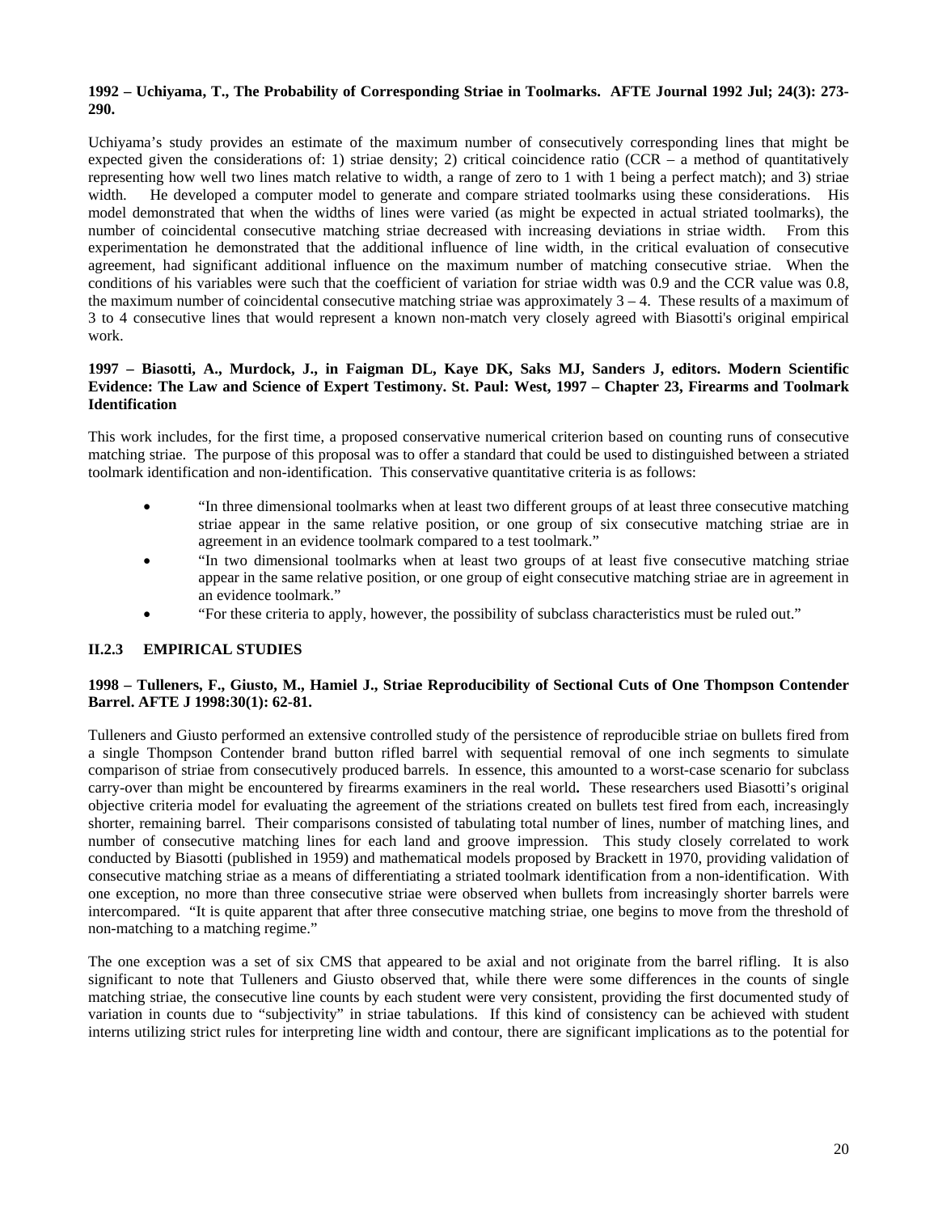**1992 – Uchiyama, T., The Probability of Corresponding Striae in Toolmarks. AFTE Journal 1992 Jul; 24(3): 273-290.**

Uchiyama's study provides an estimate of the maximum number of consecutively corresponding lines that might be expected given the considerations of: 1) striae density; 2) critical coincidence ratio (CCR – a method of quantitatively representing how well two lines match relative to width, a range of zero to 1 with 1 being a perfect match); and 3) striae width. He developed a computer model to generate and compare striated toolmarks using these considerations. His model demonstrated that when the widths of lines were varied (as might be expected in actual striated toolmarks), the number of coincidental consecutive matching striae decreased with increasing deviations in striae width. From this experimentation he demonstrated that the additional influence of line width, in the critical evaluation of consecutive agreement, had significant additional influence on the maximum number of matching consecutive striae. When the conditions of his variables were such that the coefficient of variation for striae width was 0.9 and the CCR value was 0.8, the maximum number of coincidental consecutive matching striae was approximately 3 – 4. These results of a maximum of 3 to 4 consecutive lines that would represent a known non-match very closely agreed with Biasotti's original empirical work.

**1997 – Biasotti, A., Murdock, J., in Faigman DL, Kaye DK, Saks MJ, Sanders J, editors. Modern Scientific Evidence: The Law and Science of Expert Testimony. St. Paul: West, 1997 – Chapter 23, Firearms and Toolmark Identification**

This work includes, for the first time, a proposed conservative numerical criterion based on counting runs of consecutive matching striae. The purpose of this proposal was to offer a standard that could be used to distinguished between a striated toolmark identification and non-identification. This conservative quantitative criteria is as follows:

- "In three dimensional toolmarks when at least two different groups of at least three consecutive matching striae appear in the same relative position, or one group of six consecutive matching striae are in agreement in an evidence toolmark compared to a test toolmark."
- "In two dimensional toolmarks when at least two groups of at least five consecutive matching striae appear in the same relative position, or one group of eight consecutive matching striae are in agreement in an evidence toolmark."
- "For these criteria to apply, however, the possibility of subclass characteristics must be ruled out."

### II.2.3 EMPIRICAL STUDIES

**1998 – Tulleners, F., Giusto, M., Hamiel J., Striae Reproducibility of Sectional Cuts of One Thompson Contender Barrel. AFTE J 1998:30(1): 62-81.**

Tulleners and Giusto performed an extensive controlled study of the persistence of reproducible striae on bullets fired from a single Thompson Contender brand button rifled barrel with sequential removal of one inch segments to simulate comparison of striae from consecutively produced barrels. In essence, this amounted to a worst-case scenario for subclass carry-over than might be encountered by firearms examiners in the real world**.** These researchers used Biasotti's original objective criteria model for evaluating the agreement of the striations created on bullets test fired from each, increasingly shorter, remaining barrel. Their comparisons consisted of tabulating total number of lines, number of matching lines, and number of consecutive matching lines for each land and groove impression. This study closely correlated to work conducted by Biasotti (published in 1959) and mathematical models proposed by Brackett in 1970, providing validation of consecutive matching striae as a means of differentiating a striated toolmark identification from a non-identification. With one exception, no more than three consecutive striae were observed when bullets from increasingly shorter barrels were intercompared. "It is quite apparent that after three consecutive matching striae, one begins to move from the threshold of non-matching to a matching regime."

The one exception was a set of six CMS that appeared to be axial and not originate from the barrel rifling. It is also significant to note that Tulleners and Giusto observed that, while there were some differences in the counts of single matching striae, the consecutive line counts by each student were very consistent, providing the first documented study of variation in counts due to "subjectivity" in striae tabulations. If this kind of consistency can be achieved with student interns utilizing strict rules for interpreting line width and contour, there are significant implications as to the potential for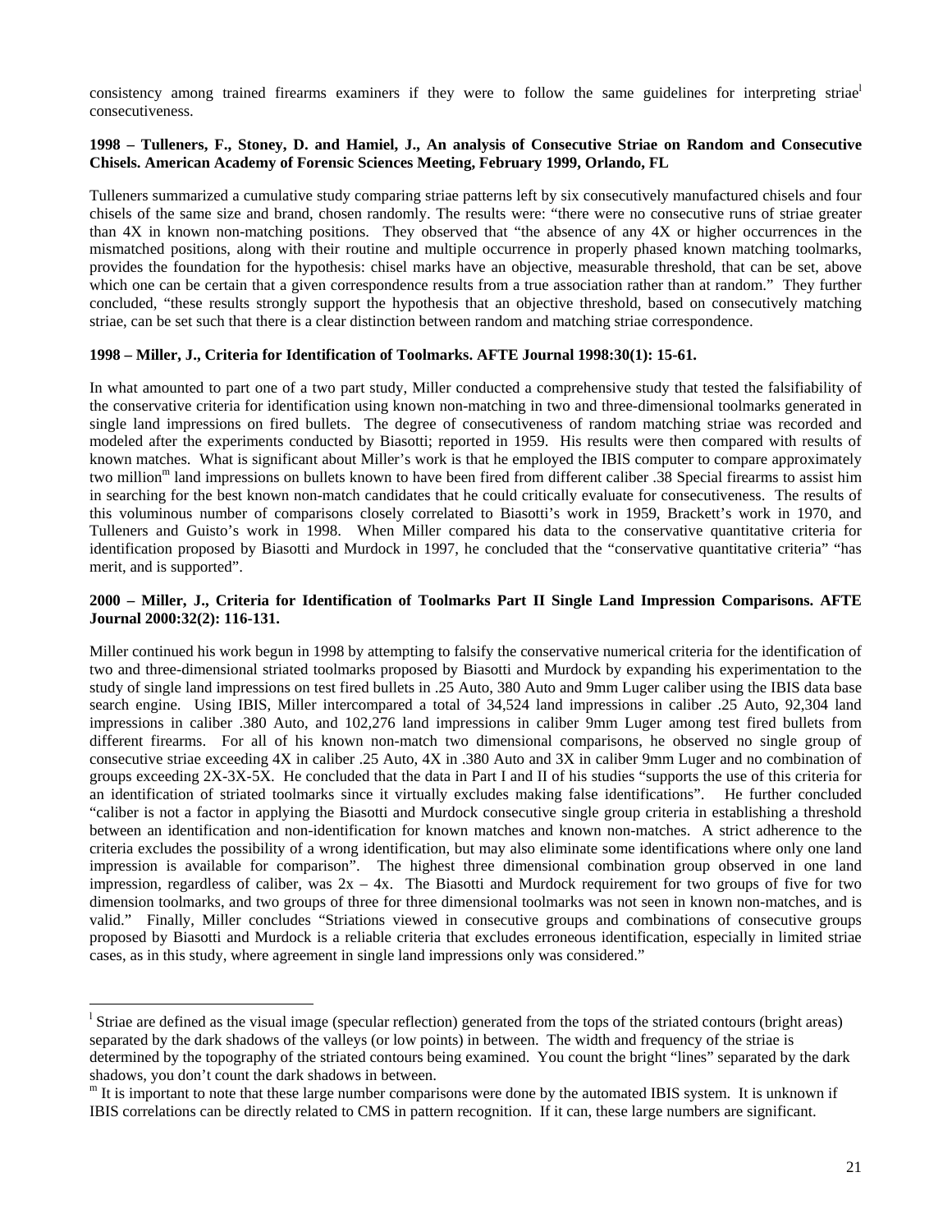consistency among trained firearms examiners if they were to follow the same guidelines for interpreting striae[l] consecutiveness.

**1998 – Tulleners, F., Stoney, D. and Hamiel, J., An analysis of Consecutive Striae on Random and Consecutive Chisels. American Academy of Forensic Sciences Meeting, February 1999, Orlando, FL**

Tulleners summarized a cumulative study comparing striae patterns left by six consecutively manufactured chisels and four chisels of the same size and brand, chosen randomly. The results were: "there were no consecutive runs of striae greater than 4X in known non-matching positions. They observed that "the absence of any 4X or higher occurrences in the mismatched positions, along with their routine and multiple occurrence in properly phased known matching toolmarks, provides the foundation for the hypothesis: chisel marks have an objective, measurable threshold, that can be set, above which one can be certain that a given correspondence results from a true association rather than at random." They further concluded, "these results strongly support the hypothesis that an objective threshold, based on consecutively matching striae, can be set such that there is a clear distinction between random and matching striae correspondence.

**1998 – Miller, J., Criteria for Identification of Toolmarks. AFTE Journal 1998:30(1): 15-61.**

In what amounted to part one of a two part study, Miller conducted a comprehensive study that tested the falsifiability of the conservative criteria for identification using known non-matching in two and three-dimensional toolmarks generated in single land impressions on fired bullets. The degree of consecutiveness of random matching striae was recorded and modeled after the experiments conducted by Biasotti; reported in 1959. His results were then compared with results of known matches. What is significant about Miller's work is that he employed the IBIS computer to compare approximately two million[m] land impressions on bullets known to have been fired from different caliber .38 Special firearms to assist him in searching for the best known non-match candidates that he could critically evaluate for consecutiveness. The results of this voluminous number of comparisons closely correlated to Biasotti's work in 1959, Brackett's work in 1970, and Tulleners and Guisto's work in 1998. When Miller compared his data to the conservative quantitative criteria for identification proposed by Biasotti and Murdock in 1997, he concluded that the "conservative quantitative criteria" "has merit, and is supported".

**2000 – Miller, J., Criteria for Identification of Toolmarks Part II Single Land Impression Comparisons. AFTE Journal 2000:32(2): 116-131.**

Miller continued his work begun in 1998 by attempting to falsify the conservative numerical criteria for the identification of two and three-dimensional striated toolmarks proposed by Biasotti and Murdock by expanding his experimentation to the study of single land impressions on test fired bullets in .25 Auto, 380 Auto and 9mm Luger caliber using the IBIS data base search engine. Using IBIS, Miller intercompared a total of 34,524 land impressions in caliber .25 Auto, 92,304 land impressions in caliber .380 Auto, and 102,276 land impressions in caliber 9mm Luger among test fired bullets from different firearms. For all of his known non-match two dimensional comparisons, he observed no single group of consecutive striae exceeding 4X in caliber .25 Auto, 4X in .380 Auto and 3X in caliber 9mm Luger and no combination of groups exceeding 2X-3X-5X. He concluded that the data in Part I and II of his studies "supports the use of this criteria for an identification of striated toolmarks since it virtually excludes making false identifications". He further concluded "caliber is not a factor in applying the Biasotti and Murdock consecutive single group criteria in establishing a threshold between an identification and non-identification for known matches and known non-matches. A strict adherence to the criteria excludes the possibility of a wrong identification, but may also eliminate some identifications where only one land impression is available for comparison". The highest three dimensional combination group observed in one land impression, regardless of caliber, was 2x – 4x. The Biasotti and Murdock requirement for two groups of five for two dimension toolmarks, and two groups of three for three dimensional toolmarks was not seen in known non-matches, and is valid." Finally, Miller concludes "Striations viewed in consecutive groups and combinations of consecutive groups proposed by Biasotti and Murdock is a reliable criteria that excludes erroneous identification, especially in limited striae cases, as in this study, where agreement in single land impressions only was considered."

---

[l] Striae are defined as the visual image (specular reflection) generated from the tops of the striated contours (bright areas) separated by the dark shadows of the valleys (or low points) in between. The width and frequency of the striae is determined by the topography of the striated contours being examined. You count the bright "lines" separated by the dark shadows, you don't count the dark shadows in between.

[m] It is important to note that these large number comparisons were done by the automated IBIS system. It is unknown if IBIS correlations can be directly related to CMS in pattern recognition. If it can, these large numbers are significant.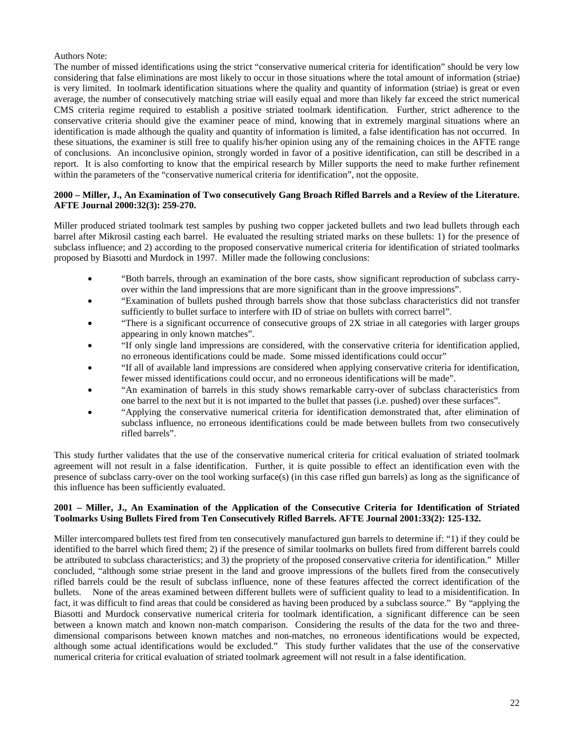Authors Note:

The number of missed identifications using the strict "conservative numerical criteria for identification" should be very low considering that false eliminations are most likely to occur in those situations where the total amount of information (striae) is very limited. In toolmark identification situations where the quality and quantity of information (striae) is great or even average, the number of consecutively matching striae will easily equal and more than likely far exceed the strict numerical CMS criteria regime required to establish a positive striated toolmark identification. Further, strict adherence to the conservative criteria should give the examiner peace of mind, knowing that in extremely marginal situations where an identification is made although the quality and quantity of information is limited, a false identification has not occurred. In these situations, the examiner is still free to qualify his/her opinion using any of the remaining choices in the AFTE range of conclusions. An inconclusive opinion, strongly worded in favor of a positive identification, can still be described in a report. It is also comforting to know that the empirical research by Miller supports the need to make further refinement within the parameters of the "conservative numerical criteria for identification", not the opposite.

**2000 – Miller, J., An Examination of Two consecutively Gang Broach Rifled Barrels and a Review of the Literature. AFTE Journal 2000:32(3): 259-270.**

Miller produced striated toolmark test samples by pushing two copper jacketed bullets and two lead bullets through each barrel after Mikrosil casting each barrel. He evaluated the resulting striated marks on these bullets: 1) for the presence of subclass influence; and 2) according to the proposed conservative numerical criteria for identification of striated toolmarks proposed by Biasotti and Murdock in 1997. Miller made the following conclusions:

- "Both barrels, through an examination of the bore casts, show significant reproduction of subclass carry-over within the land impressions that are more significant than in the groove impressions".
- "Examination of bullets pushed through barrels show that those subclass characteristics did not transfer sufficiently to bullet surface to interfere with ID of striae on bullets with correct barrel".
- "There is a significant occurrence of consecutive groups of 2X striae in all categories with larger groups appearing in only known matches".
- "If only single land impressions are considered, with the conservative criteria for identification applied, no erroneous identifications could be made. Some missed identifications could occur"
- "If all of available land impressions are considered when applying conservative criteria for identification, fewer missed identifications could occur, and no erroneous identifications will be made".
- "An examination of barrels in this study shows remarkable carry-over of subclass characteristics from one barrel to the next but it is not imparted to the bullet that passes (i.e. pushed) over these surfaces".
- "Applying the conservative numerical criteria for identification demonstrated that, after elimination of subclass influence, no erroneous identifications could be made between bullets from two consecutively rifled barrels".

This study further validates that the use of the conservative numerical criteria for critical evaluation of striated toolmark agreement will not result in a false identification. Further, it is quite possible to effect an identification even with the presence of subclass carry-over on the tool working surface(s) (in this case rifled gun barrels) as long as the significance of this influence has been sufficiently evaluated.

**2001 – Miller, J., An Examination of the Application of the Consecutive Criteria for Identification of Striated Toolmarks Using Bullets Fired from Ten Consecutively Rifled Barrels. AFTE Journal 2001:33(2): 125-132.**

Miller intercompared bullets test fired from ten consecutively manufactured gun barrels to determine if: "1) if they could be identified to the barrel which fired them; 2) if the presence of similar toolmarks on bullets fired from different barrels could be attributed to subclass characteristics; and 3) the propriety of the proposed conservative criteria for identification." Miller concluded, "although some striae present in the land and groove impressions of the bullets fired from the consecutively rifled barrels could be the result of subclass influence, none of these features affected the correct identification of the bullets. None of the areas examined between different bullets were of sufficient quality to lead to a misidentification. In fact, it was difficult to find areas that could be considered as having been produced by a subclass source." By "applying the Biasotti and Murdock conservative numerical criteria for toolmark identification, a significant difference can be seen between a known match and known non-match comparison. Considering the results of the data for the two and three-dimensional comparisons between known matches and non-matches, no erroneous identifications would be expected, although some actual identifications would be excluded." This study further validates that the use of the conservative numerical criteria for critical evaluation of striated toolmark agreement will not result in a false identification.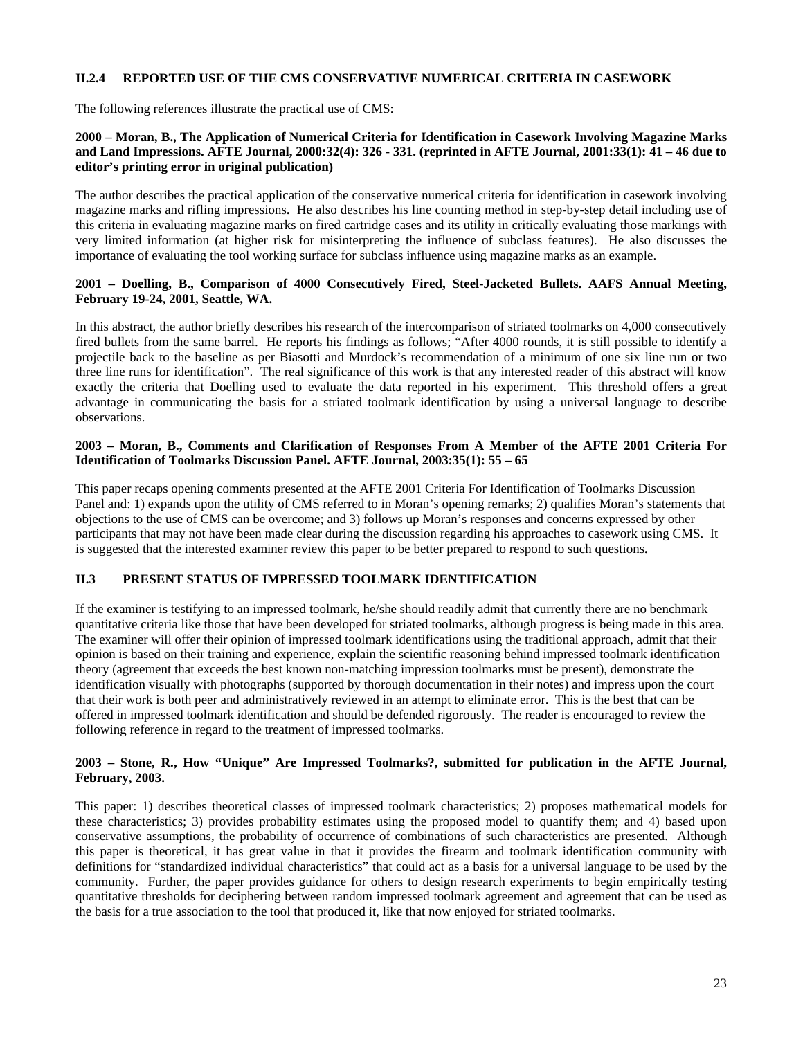### II.2.4 REPORTED USE OF THE CMS CONSERVATIVE NUMERICAL CRITERIA IN CASEWORK

The following references illustrate the practical use of CMS:

**2000 – Moran, B., The Application of Numerical Criteria for Identification in Casework Involving Magazine Marks and Land Impressions. AFTE Journal, 2000:32(4): 326 - 331. (reprinted in AFTE Journal, 2001:33(1): 41 – 46 due to editor's printing error in original publication)**

The author describes the practical application of the conservative numerical criteria for identification in casework involving magazine marks and rifling impressions. He also describes his line counting method in step-by-step detail including use of this criteria in evaluating magazine marks on fired cartridge cases and its utility in critically evaluating those markings with very limited information (at higher risk for misinterpreting the influence of subclass features). He also discusses the importance of evaluating the tool working surface for subclass influence using magazine marks as an example.

**2001 – Doelling, B., Comparison of 4000 Consecutively Fired, Steel-Jacketed Bullets. AAFS Annual Meeting, February 19-24, 2001, Seattle, WA.**

In this abstract, the author briefly describes his research of the intercomparison of striated toolmarks on 4,000 consecutively fired bullets from the same barrel. He reports his findings as follows; "After 4000 rounds, it is still possible to identify a projectile back to the baseline as per Biasotti and Murdock's recommendation of a minimum of one six line run or two three line runs for identification". The real significance of this work is that any interested reader of this abstract will know exactly the criteria that Doelling used to evaluate the data reported in his experiment. This threshold offers a great advantage in communicating the basis for a striated toolmark identification by using a universal language to describe observations.

**2003 – Moran, B., Comments and Clarification of Responses From A Member of the AFTE 2001 Criteria For Identification of Toolmarks Discussion Panel. AFTE Journal, 2003:35(1): 55 – 65**

This paper recaps opening comments presented at the AFTE 2001 Criteria For Identification of Toolmarks Discussion Panel and: 1) expands upon the utility of CMS referred to in Moran's opening remarks; 2) qualifies Moran's statements that objections to the use of CMS can be overcome; and 3) follows up Moran's responses and concerns expressed by other participants that may not have been made clear during the discussion regarding his approaches to casework using CMS. It is suggested that the interested examiner review this paper to be better prepared to respond to such questions**.**

### II.3 PRESENT STATUS OF IMPRESSED TOOLMARK IDENTIFICATION

If the examiner is testifying to an impressed toolmark, he/she should readily admit that currently there are no benchmark quantitative criteria like those that have been developed for striated toolmarks, although progress is being made in this area. The examiner will offer their opinion of impressed toolmark identifications using the traditional approach, admit that their opinion is based on their training and experience, explain the scientific reasoning behind impressed toolmark identification theory (agreement that exceeds the best known non-matching impression toolmarks must be present), demonstrate the identification visually with photographs (supported by thorough documentation in their notes) and impress upon the court that their work is both peer and administratively reviewed in an attempt to eliminate error. This is the best that can be offered in impressed toolmark identification and should be defended rigorously. The reader is encouraged to review the following reference in regard to the treatment of impressed toolmarks.

**2003 – Stone, R., How "Unique" Are Impressed Toolmarks?, submitted for publication in the AFTE Journal, February, 2003.**

This paper: 1) describes theoretical classes of impressed toolmark characteristics; 2) proposes mathematical models for these characteristics; 3) provides probability estimates using the proposed model to quantify them; and 4) based upon conservative assumptions, the probability of occurrence of combinations of such characteristics are presented. Although this paper is theoretical, it has great value in that it provides the firearm and toolmark identification community with definitions for "standardized individual characteristics" that could act as a basis for a universal language to be used by the community. Further, the paper provides guidance for others to design research experiments to begin empirically testing quantitative thresholds for deciphering between random impressed toolmark agreement and agreement that can be used as the basis for a true association to the tool that produced it, like that now enjoyed for striated toolmarks.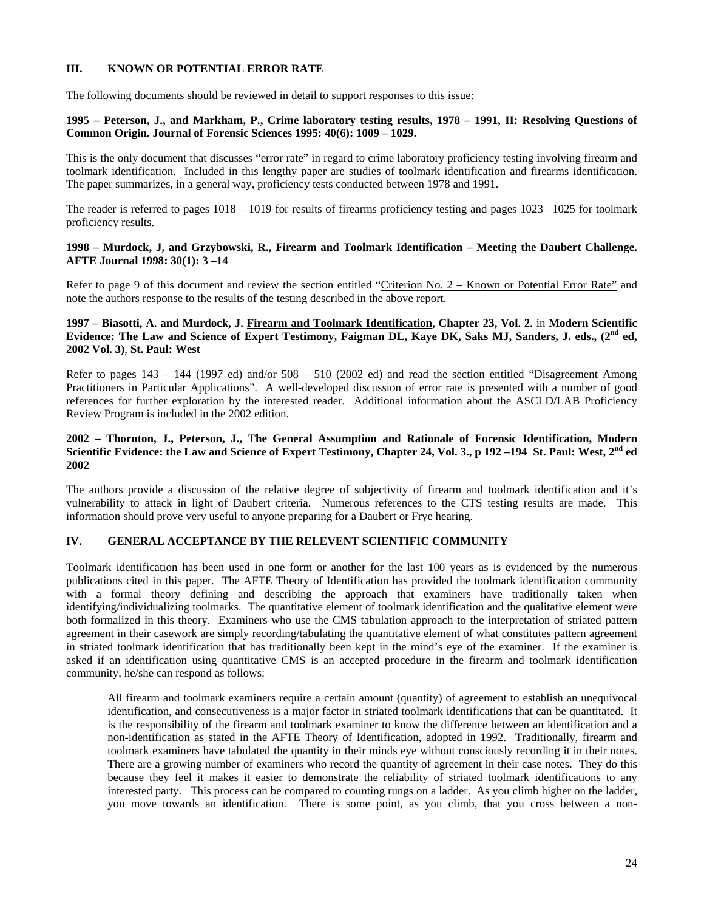## III. KNOWN OR POTENTIAL ERROR RATE

The following documents should be reviewed in detail to support responses to this issue:

**1995 – Peterson, J., and Markham, P., Crime laboratory testing results, 1978 – 1991, II: Resolving Questions of Common Origin. Journal of Forensic Sciences 1995: 40(6): 1009 – 1029.**

This is the only document that discusses "error rate" in regard to crime laboratory proficiency testing involving firearm and toolmark identification. Included in this lengthy paper are studies of toolmark identification and firearms identification. The paper summarizes, in a general way, proficiency tests conducted between 1978 and 1991.

The reader is referred to pages 1018 – 1019 for results of firearms proficiency testing and pages 1023 –1025 for toolmark proficiency results.

**1998 – Murdock, J, and Grzybowski, R., Firearm and Toolmark Identification – Meeting the Daubert Challenge. AFTE Journal 1998: 30(1): 3 –14**

Refer to page 9 of this document and review the section entitled "<u>Criterion No. 2 – Known or Potential Error Rate</u>" and note the authors response to the results of the testing described in the above report.

**1997 – Biasotti, A. and Murdock, J. <u>Firearm and Toolmark Identification</u>, Chapter 23, Vol. 2.** in **Modern Scientific Evidence: The Law and Science of Expert Testimony, Faigman DL, Kaye DK, Saks MJ, Sanders, J. eds., (2nd ed, 2002 Vol. 3)**, **St. Paul: West**

Refer to pages 143 – 144 (1997 ed) and/or 508 – 510 (2002 ed) and read the section entitled "Disagreement Among Practitioners in Particular Applications". A well-developed discussion of error rate is presented with a number of good references for further exploration by the interested reader. Additional information about the ASCLD/LAB Proficiency Review Program is included in the 2002 edition.

**2002 – Thornton, J., Peterson, J., The General Assumption and Rationale of Forensic Identification, Modern Scientific Evidence: the Law and Science of Expert Testimony, Chapter 24, Vol. 3., p 192 –194 St. Paul: West, 2nd ed 2002**

The authors provide a discussion of the relative degree of subjectivity of firearm and toolmark identification and it's vulnerability to attack in light of Daubert criteria. Numerous references to the CTS testing results are made. This information should prove very useful to anyone preparing for a Daubert or Frye hearing.

## IV. GENERAL ACCEPTANCE BY THE RELEVENT SCIENTIFIC COMMUNITY

Toolmark identification has been used in one form or another for the last 100 years as is evidenced by the numerous publications cited in this paper. The AFTE Theory of Identification has provided the toolmark identification community with a formal theory defining and describing the approach that examiners have traditionally taken when identifying/individualizing toolmarks. The quantitative element of toolmark identification and the qualitative element were both formalized in this theory. Examiners who use the CMS tabulation approach to the interpretation of striated pattern agreement in their casework are simply recording/tabulating the quantitative element of what constitutes pattern agreement in striated toolmark identification that has traditionally been kept in the mind's eye of the examiner. If the examiner is asked if an identification using quantitative CMS is an accepted procedure in the firearm and toolmark identification community, he/she can respond as follows:

> All firearm and toolmark examiners require a certain amount (quantity) of agreement to establish an unequivocal identification, and consecutiveness is a major factor in striated toolmark identifications that can be quantitated. It is the responsibility of the firearm and toolmark examiner to know the difference between an identification and a non-identification as stated in the AFTE Theory of Identification, adopted in 1992. Traditionally, firearm and toolmark examiners have tabulated the quantity in their minds eye without consciously recording it in their notes. There are a growing number of examiners who record the quantity of agreement in their case notes. They do this because they feel it makes it easier to demonstrate the reliability of striated toolmark identifications to any interested party. This process can be compared to counting rungs on a ladder. As you climb higher on the ladder, you move towards an identification. There is some point, as you climb, that you cross between a non-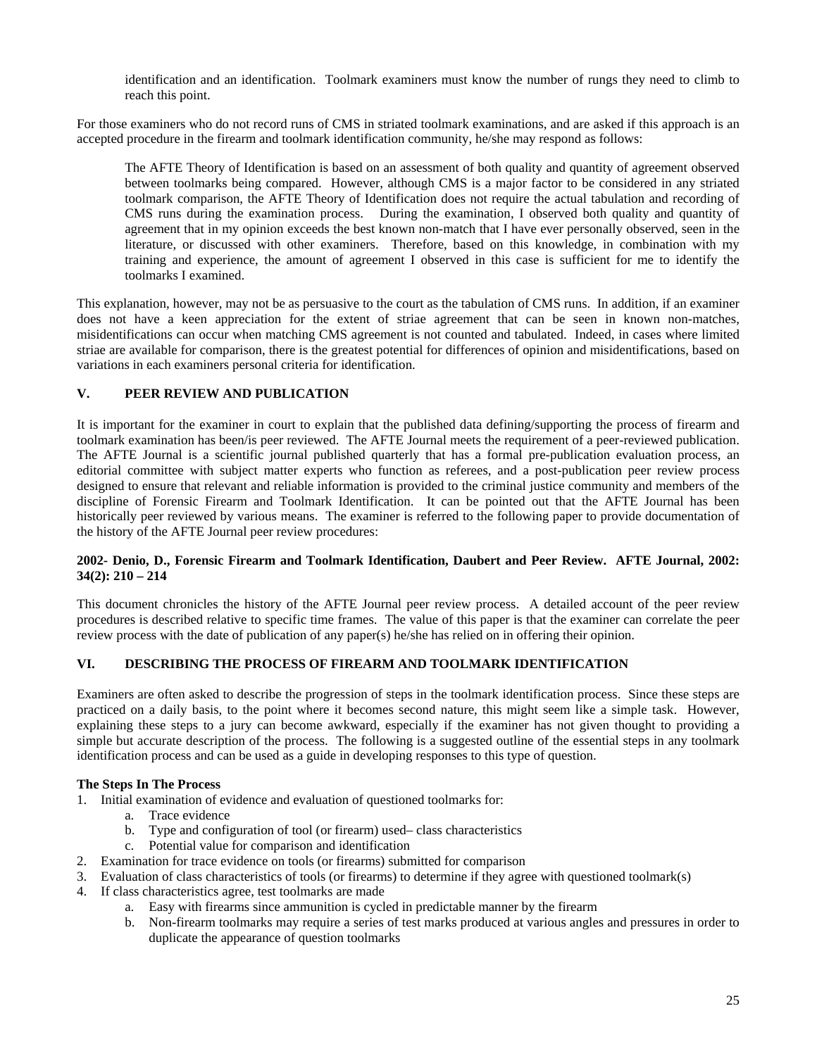identification and an identification. Toolmark examiners must know the number of rungs they need to climb to reach this point.

For those examiners who do not record runs of CMS in striated toolmark examinations, and are asked if this approach is an accepted procedure in the firearm and toolmark identification community, he/she may respond as follows:

> The AFTE Theory of Identification is based on an assessment of both quality and quantity of agreement observed between toolmarks being compared. However, although CMS is a major factor to be considered in any striated toolmark comparison, the AFTE Theory of Identification does not require the actual tabulation and recording of CMS runs during the examination process. During the examination, I observed both quality and quantity of agreement that in my opinion exceeds the best known non-match that I have ever personally observed, seen in the literature, or discussed with other examiners. Therefore, based on this knowledge, in combination with my training and experience, the amount of agreement I observed in this case is sufficient for me to identify the toolmarks I examined.

This explanation, however, may not be as persuasive to the court as the tabulation of CMS runs. In addition, if an examiner does not have a keen appreciation for the extent of striae agreement that can be seen in known non-matches, misidentifications can occur when matching CMS agreement is not counted and tabulated. Indeed, in cases where limited striae are available for comparison, there is the greatest potential for differences of opinion and misidentifications, based on variations in each examiners personal criteria for identification.

## V. PEER REVIEW AND PUBLICATION

It is important for the examiner in court to explain that the published data defining/supporting the process of firearm and toolmark examination has been/is peer reviewed. The AFTE Journal meets the requirement of a peer-reviewed publication. The AFTE Journal is a scientific journal published quarterly that has a formal pre-publication evaluation process, an editorial committee with subject matter experts who function as referees, and a post-publication peer review process designed to ensure that relevant and reliable information is provided to the criminal justice community and members of the discipline of Forensic Firearm and Toolmark Identification. It can be pointed out that the AFTE Journal has been historically peer reviewed by various means. The examiner is referred to the following paper to provide documentation of the history of the AFTE Journal peer review procedures:

**2002- Denio, D., Forensic Firearm and Toolmark Identification, Daubert and Peer Review. AFTE Journal, 2002: 34(2): 210 – 214**

This document chronicles the history of the AFTE Journal peer review process. A detailed account of the peer review procedures is described relative to specific time frames. The value of this paper is that the examiner can correlate the peer review process with the date of publication of any paper(s) he/she has relied on in offering their opinion.

## VI. DESCRIBING THE PROCESS OF FIREARM AND TOOLMARK IDENTIFICATION

Examiners are often asked to describe the progression of steps in the toolmark identification process. Since these steps are practiced on a daily basis, to the point where it becomes second nature, this might seem like a simple task. However, explaining these steps to a jury can become awkward, especially if the examiner has not given thought to providing a simple but accurate description of the process. The following is a suggested outline of the essential steps in any toolmark identification process and can be used as a guide in developing responses to this type of question.

**The Steps In The Process**

1. Initial examination of evidence and evaluation of questioned toolmarks for:
    a. Trace evidence
    b. Type and configuration of tool (or firearm) used– class characteristics
    c. Potential value for comparison and identification
2. Examination for trace evidence on tools (or firearms) submitted for comparison
3. Evaluation of class characteristics of tools (or firearms) to determine if they agree with questioned toolmark(s)
4. If class characteristics agree, test toolmarks are made
    a. Easy with firearms since ammunition is cycled in predictable manner by the firearm
    b. Non-firearm toolmarks may require a series of test marks produced at various angles and pressures in order to duplicate the appearance of question toolmarks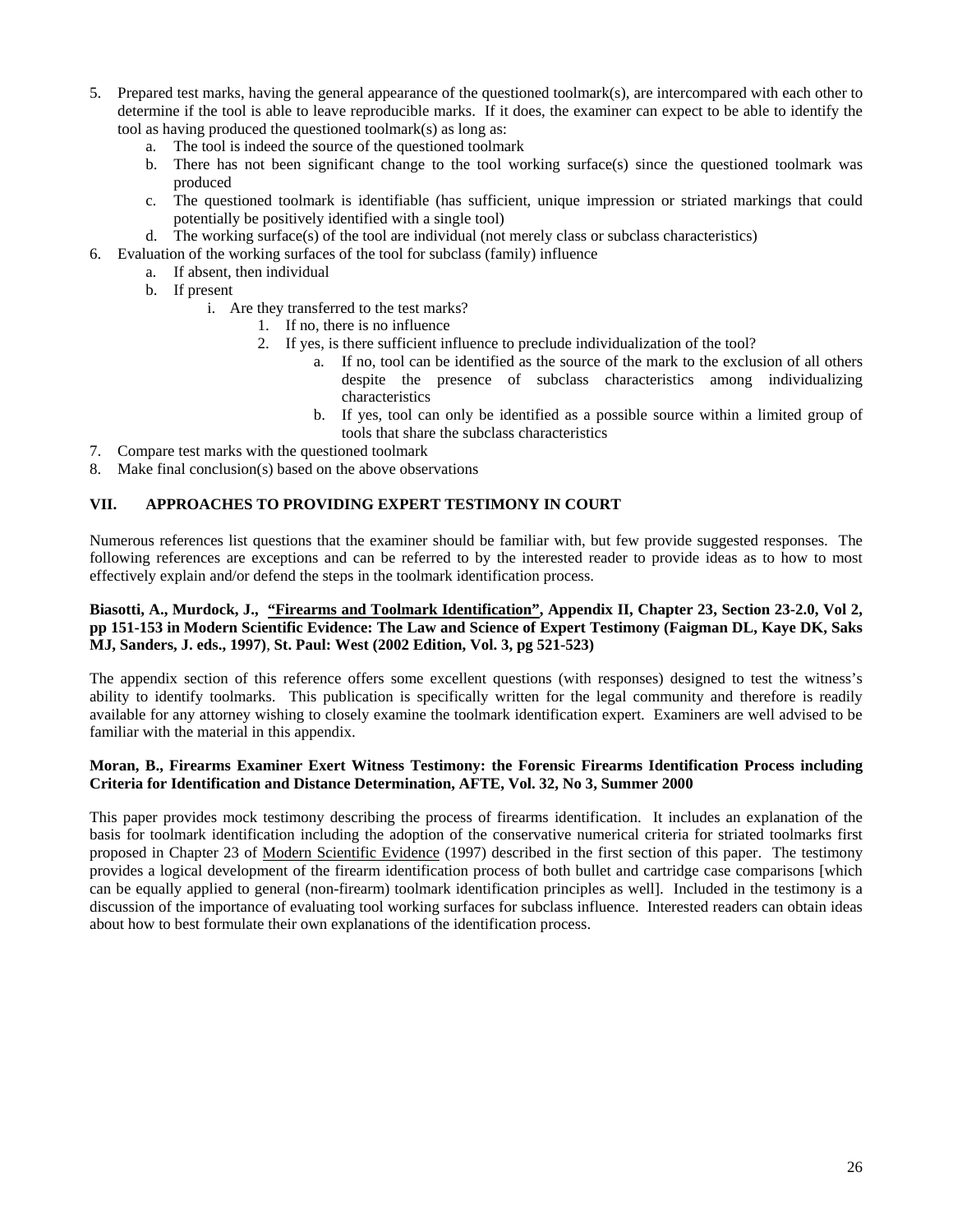5. Prepared test marks, having the general appearance of the questioned toolmark(s), are intercompared with each other to determine if the tool is able to leave reproducible marks. If it does, the examiner can expect to be able to identify the tool as having produced the questioned toolmark(s) as long as:
    a. The tool is indeed the source of the questioned toolmark
    b. There has not been significant change to the tool working surface(s) since the questioned toolmark was produced
    c. The questioned toolmark is identifiable (has sufficient, unique impression or striated markings that could potentially be positively identified with a single tool)
    d. The working surface(s) of the tool are individual (not merely class or subclass characteristics)
6. Evaluation of the working surfaces of the tool for subclass (family) influence
    a. If absent, then individual
    b. If present
        i. Are they transferred to the test marks?
            1. If no, there is no influence
            2. If yes, is there sufficient influence to preclude individualization of the tool?
                a. If no, tool can be identified as the source of the mark to the exclusion of all others despite the presence of subclass characteristics among individualizing characteristics
                b. If yes, tool can only be identified as a possible source within a limited group of tools that share the subclass characteristics
7. Compare test marks with the questioned toolmark
8. Make final conclusion(s) based on the above observations

## VII. APPROACHES TO PROVIDING EXPERT TESTIMONY IN COURT

Numerous references list questions that the examiner should be familiar with, but few provide suggested responses. The following references are exceptions and can be referred to by the interested reader to provide ideas as to how to most effectively explain and/or defend the steps in the toolmark identification process.

**Biasotti, A., Murdock, J., "Firearms and Toolmark Identification", Appendix II, Chapter 23, Section 23-2.0, Vol 2, pp 151-153 in Modern Scientific Evidence: The Law and Science of Expert Testimony (Faigman DL, Kaye DK, Saks MJ, Sanders, J. eds., 1997), St. Paul: West (2002 Edition, Vol. 3, pg 521-523)**

The appendix section of this reference offers some excellent questions (with responses) designed to test the witness's ability to identify toolmarks. This publication is specifically written for the legal community and therefore is readily available for any attorney wishing to closely examine the toolmark identification expert. Examiners are well advised to be familiar with the material in this appendix.

**Moran, B., Firearms Examiner Exert Witness Testimony: the Forensic Firearms Identification Process including Criteria for Identification and Distance Determination, AFTE, Vol. 32, No 3, Summer 2000**

This paper provides mock testimony describing the process of firearms identification. It includes an explanation of the basis for toolmark identification including the adoption of the conservative numerical criteria for striated toolmarks first proposed in Chapter 23 of Modern Scientific Evidence (1997) described in the first section of this paper. The testimony provides a logical development of the firearm identification process of both bullet and cartridge case comparisons [which can be equally applied to general (non-firearm) toolmark identification principles as well]. Included in the testimony is a discussion of the importance of evaluating tool working surfaces for subclass influence. Interested readers can obtain ideas about how to best formulate their own explanations of the identification process.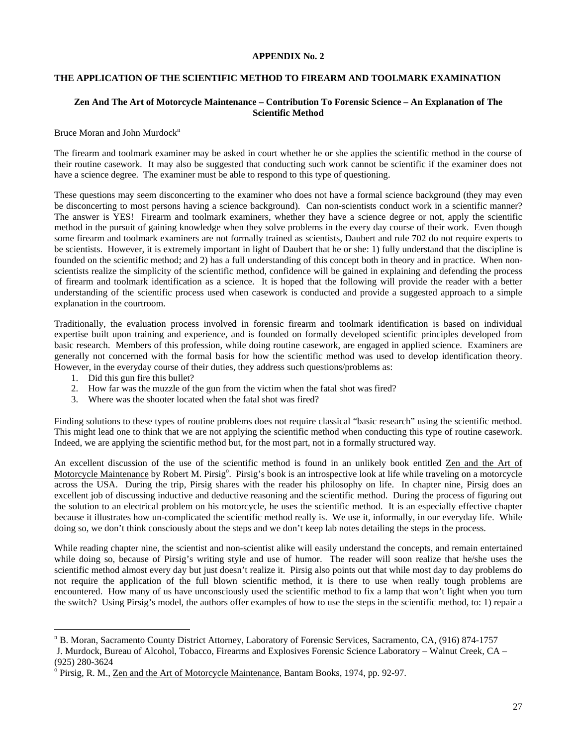**APPENDIX No. 2**

**THE APPLICATION OF THE SCIENTIFIC METHOD TO FIREARM AND TOOLMARK EXAMINATION**

**Zen And The Art of Motorcycle Maintenance – Contribution To Forensic Science – An Explanation of The Scientific Method**

Bruce Moran and John Murdock[n]

The firearm and toolmark examiner may be asked in court whether he or she applies the scientific method in the course of their routine casework. It may also be suggested that conducting such work cannot be scientific if the examiner does not have a science degree. The examiner must be able to respond to this type of questioning.

These questions may seem disconcerting to the examiner who does not have a formal science background (they may even be disconcerting to most persons having a science background). Can non-scientists conduct work in a scientific manner? The answer is YES! Firearm and toolmark examiners, whether they have a science degree or not, apply the scientific method in the pursuit of gaining knowledge when they solve problems in the every day course of their work. Even though some firearm and toolmark examiners are not formally trained as scientists, Daubert and rule 702 do not require experts to be scientists. However, it is extremely important in light of Daubert that he or she: 1) fully understand that the discipline is founded on the scientific method; and 2) has a full understanding of this concept both in theory and in practice. When non-scientists realize the simplicity of the scientific method, confidence will be gained in explaining and defending the process of firearm and toolmark identification as a science. It is hoped that the following will provide the reader with a better understanding of the scientific process used when casework is conducted and provide a suggested approach to a simple explanation in the courtroom.

Traditionally, the evaluation process involved in forensic firearm and toolmark identification is based on individual expertise built upon training and experience, and is founded on formally developed scientific principles developed from basic research. Members of this profession, while doing routine casework, are engaged in applied science. Examiners are generally not concerned with the formal basis for how the scientific method was used to develop identification theory. However, in the everyday course of their duties, they address such questions/problems as:

1. Did this gun fire this bullet?
2. How far was the muzzle of the gun from the victim when the fatal shot was fired?
3. Where was the shooter located when the fatal shot was fired?

Finding solutions to these types of routine problems does not require classical "basic research" using the scientific method. This might lead one to think that we are not applying the scientific method when conducting this type of routine casework. Indeed, we are applying the scientific method but, for the most part, not in a formally structured way.

An excellent discussion of the use of the scientific method is found in an unlikely book entitled Zen and the Art of Motorcycle Maintenance by Robert M. Pirsig[o]. Pirsig's book is an introspective look at life while traveling on a motorcycle across the USA. During the trip, Pirsig shares with the reader his philosophy on life. In chapter nine, Pirsig does an excellent job of discussing inductive and deductive reasoning and the scientific method. During the process of figuring out the solution to an electrical problem on his motorcycle, he uses the scientific method. It is an especially effective chapter because it illustrates how un-complicated the scientific method really is. We use it, informally, in our everyday life. While doing so, we don't think consciously about the steps and we don't keep lab notes detailing the steps in the process.

While reading chapter nine, the scientist and non-scientist alike will easily understand the concepts, and remain entertained while doing so, because of Pirsig's writing style and use of humor. The reader will soon realize that he/she uses the scientific method almost every day but just doesn't realize it. Pirsig also points out that while most day to day problems do not require the application of the full blown scientific method, it is there to use when really tough problems are encountered. How many of us have unconsciously used the scientific method to fix a lamp that won't light when you turn the switch? Using Pirsig's model, the authors offer examples of how to use the steps in the scientific method, to: 1) repair a

---

[n] B. Moran, Sacramento County District Attorney, Laboratory of Forensic Services, Sacramento, CA, (916) 874-1757
J. Murdock, Bureau of Alcohol, Tobacco, Firearms and Explosives Forensic Science Laboratory – Walnut Creek, CA – (925) 280-3624

[o] Pirsig, R. M., Zen and the Art of Motorcycle Maintenance, Bantam Books, 1974, pp. 92-97.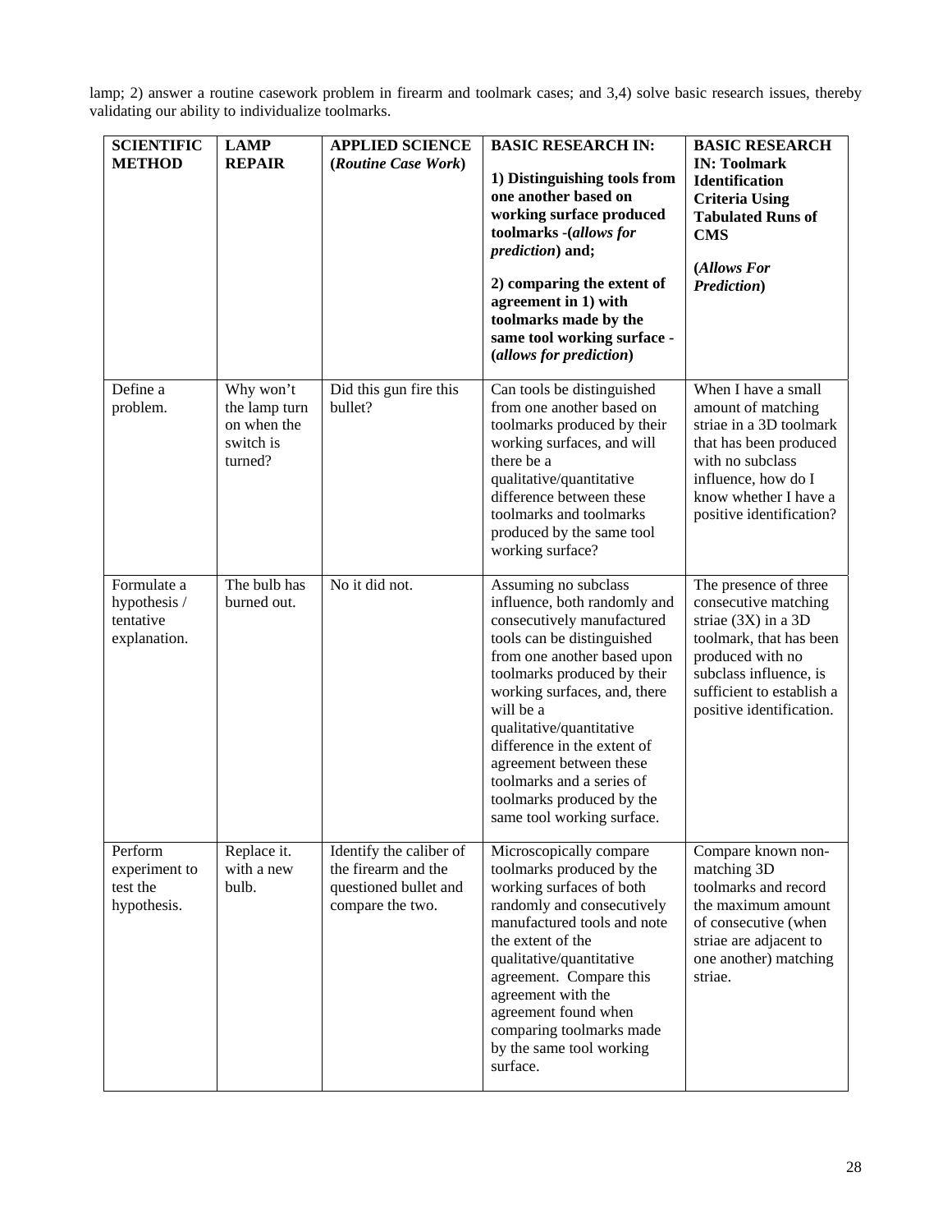lamp; 2) answer a routine casework problem in firearm and toolmark cases; and 3,4) solve basic research issues, thereby validating our ability to individualize toolmarks.

| **SCIENTIFIC METHOD** | **LAMP REPAIR** | **APPLIED SCIENCE (*Routine Case Work*)** | **BASIC RESEARCH IN:**<br><br>**1) Distinguishing tools from one another based on working surface produced toolmarks -(*allows for prediction*) and;**<br><br>**2) comparing the extent of agreement in 1) with toolmarks made by the same tool working surface - (*allows for prediction*)** | **BASIC RESEARCH IN: Toolmark Identification Criteria Using Tabulated Runs of CMS**<br><br>**(*Allows For Prediction*)** |
|---|---|---|---|---|
| Define a problem. | Why won't the lamp turn on when the switch is turned? | Did this gun fire this bullet? | Can tools be distinguished from one another based on toolmarks produced by their working surfaces, and will there be a qualitative/quantitative difference between these toolmarks and toolmarks produced by the same tool working surface? | When I have a small amount of matching striae in a 3D toolmark that has been produced with no subclass influence, how do I know whether I have a positive identification? |
| Formulate a hypothesis / tentative explanation. | The bulb has burned out. | No it did not. | Assuming no subclass influence, both randomly and consecutively manufactured tools can be distinguished from one another based upon toolmarks produced by their working surfaces, and, there will be a qualitative/quantitative difference in the extent of agreement between these toolmarks and a series of toolmarks produced by the same tool working surface. | The presence of three consecutive matching striae (3X) in a 3D toolmark, that has been produced with no subclass influence, is sufficient to establish a positive identification. |
| Perform experiment to test the hypothesis. | Replace it. with a new bulb. | Identify the caliber of the firearm and the questioned bullet and compare the two. | Microscopically compare toolmarks produced by the working surfaces of both randomly and consecutively manufactured tools and note the extent of the qualitative/quantitative agreement. Compare this agreement with the agreement found when comparing toolmarks made by the same tool working surface. | Compare known non-matching 3D toolmarks and record the maximum amount of consecutive (when striae are adjacent to one another) matching striae. |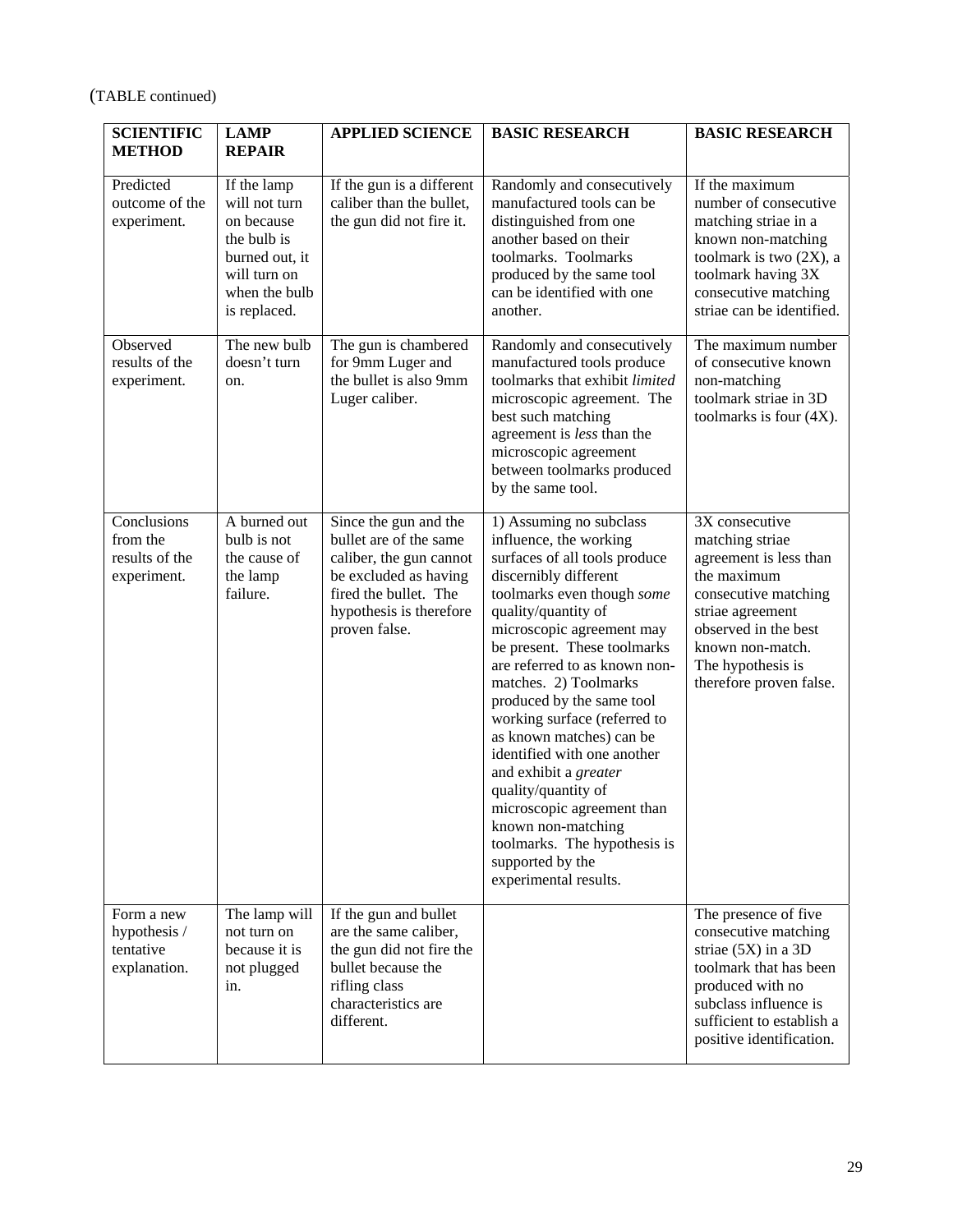(TABLE continued)

| SCIENTIFIC METHOD | LAMP REPAIR | APPLIED SCIENCE | BASIC RESEARCH | BASIC RESEARCH |
|---|---|---|---|---|
| Predicted outcome of the experiment. | If the lamp will not turn on because the bulb is burned out, it will turn on when the bulb is replaced. | If the gun is a different caliber than the bullet, the gun did not fire it. | Randomly and consecutively manufactured tools can be distinguished from one another based on their toolmarks. Toolmarks produced by the same tool can be identified with one another. | If the maximum number of consecutive matching striae in a known non-matching toolmark is two (2X), a toolmark having 3X consecutive matching striae can be identified. |
| Observed results of the experiment. | The new bulb doesn't turn on. | The gun is chambered for 9mm Luger and the bullet is also 9mm Luger caliber. | Randomly and consecutively manufactured tools produce toolmarks that exhibit *limited* microscopic agreement. The best such matching agreement is *less* than the microscopic agreement between toolmarks produced by the same tool. | The maximum number of consecutive known non-matching toolmark striae in 3D toolmarks is four (4X). |
| Conclusions from the results of the experiment. | A burned out bulb is not the cause of the lamp failure. | Since the gun and the bullet are of the same caliber, the gun cannot be excluded as having fired the bullet. The hypothesis is therefore proven false. | 1) Assuming no subclass influence, the working surfaces of all tools produce discernibly different toolmarks even though *some* quality/quantity of microscopic agreement may be present. These toolmarks are referred to as known non-matches. 2) Toolmarks produced by the same tool working surface (referred to as known matches) can be identified with one another and exhibit a *greater* quality/quantity of microscopic agreement than known non-matching toolmarks. The hypothesis is supported by the experimental results. | 3X consecutive matching striae agreement is less than the maximum consecutive matching striae agreement observed in the best known non-match. The hypothesis is therefore proven false. |
| Form a new hypothesis / tentative explanation. | The lamp will not turn on because it is not plugged in. | If the gun and bullet are the same caliber, the gun did not fire the bullet because the rifling class characteristics are different. | | The presence of five consecutive matching striae (5X) in a 3D toolmark that has been produced with no subclass influence is sufficient to establish a positive identification. |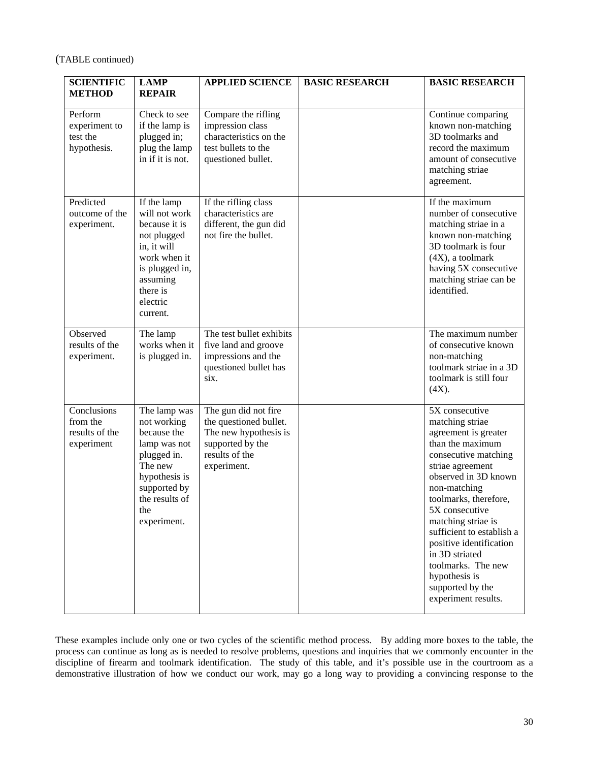(TABLE continued)

| SCIENTIFIC METHOD | LAMP REPAIR | APPLIED SCIENCE | BASIC RESEARCH | BASIC RESEARCH |
|---|---|---|---|---|
| Perform experiment to test the hypothesis. | Check to see if the lamp is plugged in; plug the lamp in if it is not. | Compare the rifling impression class characteristics on the test bullets to the questioned bullet. | | Continue comparing known non-matching 3D toolmarks and record the maximum amount of consecutive matching striae agreement. |
| Predicted outcome of the experiment. | If the lamp will not work because it is not plugged in, it will work when it is plugged in, assuming there is electric current. | If the rifling class characteristics are different, the gun did not fire the bullet. | | If the maximum number of consecutive matching striae in a known non-matching 3D toolmark is four (4X), a toolmark having 5X consecutive matching striae can be identified. |
| Observed results of the experiment. | The lamp works when it is plugged in. | The test bullet exhibits five land and groove impressions and the questioned bullet has six. | | The maximum number of consecutive known non-matching toolmark striae in a 3D toolmark is still four (4X). |
| Conclusions from the results of the experiment | The lamp was not working because the lamp was not plugged in. The new hypothesis is supported by the results of the experiment. | The gun did not fire the questioned bullet. The new hypothesis is supported by the results of the experiment. | | 5X consecutive matching striae agreement is greater than the maximum consecutive matching striae agreement observed in 3D known non-matching toolmarks, therefore, 5X consecutive matching striae is sufficient to establish a positive identification in 3D striated toolmarks. The new hypothesis is supported by the experiment results. |

These examples include only one or two cycles of the scientific method process. By adding more boxes to the table, the process can continue as long as is needed to resolve problems, questions and inquiries that we commonly encounter in the discipline of firearm and toolmark identification. The study of this table, and it's possible use in the courtroom as a demonstrative illustration of how we conduct our work, may go a long way to providing a convincing response to the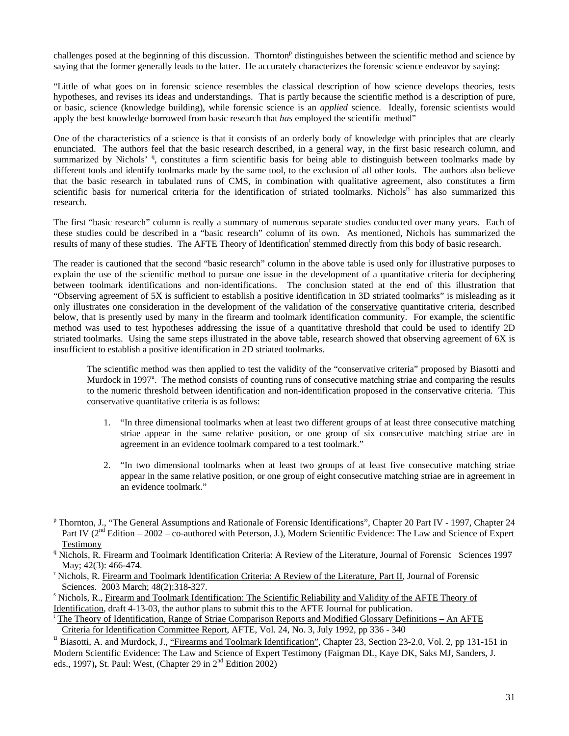challenges posed at the beginning of this discussion. Thornton[p] distinguishes between the scientific method and science by saying that the former generally leads to the latter. He accurately characterizes the forensic science endeavor by saying:

"Little of what goes on in forensic science resembles the classical description of how science develops theories, tests hypotheses, and revises its ideas and understandings. That is partly because the scientific method is a description of pure, or basic, science (knowledge building), while forensic science is an *applied* science. Ideally, forensic scientists would apply the best knowledge borrowed from basic research that *has* employed the scientific method"

One of the characteristics of a science is that it consists of an orderly body of knowledge with principles that are clearly enunciated. The authors feel that the basic research described, in a general way, in the first basic research column, and summarized by Nichols' [q], constitutes a firm scientific basis for being able to distinguish between toolmarks made by different tools and identify toolmarks made by the same tool, to the exclusion of all other tools. The authors also believe that the basic research in tabulated runs of CMS, in combination with qualitative agreement, also constitutes a firm scientific basis for numerical criteria for the identification of striated toolmarks. Nichols[rs] has also summarized this research.

The first "basic research" column is really a summary of numerous separate studies conducted over many years. Each of these studies could be described in a "basic research" column of its own. As mentioned, Nichols has summarized the results of many of these studies. The AFTE Theory of Identification[t] stemmed directly from this body of basic research.

The reader is cautioned that the second "basic research" column in the above table is used only for illustrative purposes to explain the use of the scientific method to pursue one issue in the development of a quantitative criteria for deciphering between toolmark identifications and non-identifications. The conclusion stated at the end of this illustration that "Observing agreement of 5X is sufficient to establish a positive identification in 3D striated toolmarks" is misleading as it only illustrates one consideration in the development of the validation of the conservative quantitative criteria, described below, that is presently used by many in the firearm and toolmark identification community. For example, the scientific method was used to test hypotheses addressing the issue of a quantitative threshold that could be used to identify 2D striated toolmarks. Using the same steps illustrated in the above table, research showed that observing agreement of 6X is insufficient to establish a positive identification in 2D striated toolmarks.

> The scientific method was then applied to test the validity of the "conservative criteria" proposed by Biasotti and Murdock in 1997[u]. The method consists of counting runs of consecutive matching striae and comparing the results to the numeric threshold between identification and non-identification proposed in the conservative criteria. This conservative quantitative criteria is as follows:
>
> 1. "In three dimensional toolmarks when at least two different groups of at least three consecutive matching striae appear in the same relative position, or one group of six consecutive matching striae are in agreement in an evidence toolmark compared to a test toolmark."
>
> 2. "In two dimensional toolmarks when at least two groups of at least five consecutive matching striae appear in the same relative position, or one group of eight consecutive matching striae are in agreement in an evidence toolmark."

---

[p] Thornton, J., "The General Assumptions and Rationale of Forensic Identifications", Chapter 20 Part IV - 1997, Chapter 24 Part IV (2nd Edition – 2002 – co-authored with Peterson, J.), Modern Scientific Evidence: The Law and Science of Expert Testimony

[q] Nichols, R. Firearm and Toolmark Identification Criteria: A Review of the Literature, Journal of Forensic Sciences 1997 May; 42(3): 466-474.

[r] Nichols, R. Firearm and Toolmark Identification Criteria: A Review of the Literature, Part II, Journal of Forensic Sciences. 2003 March; 48(2):318-327.

[s] Nichols, R., Firearm and Toolmark Identification: The Scientific Reliability and Validity of the AFTE Theory of Identification, draft 4-13-03, the author plans to submit this to the AFTE Journal for publication.

[t] The Theory of Identification, Range of Striae Comparison Reports and Modified Glossary Definitions – An AFTE Criteria for Identification Committee Report, AFTE, Vol. 24, No. 3, July 1992, pp 336 - 340

[u] Biasotti, A. and Murdock, J., "Firearms and Toolmark Identification", Chapter 23, Section 23-2.0, Vol. 2, pp 131-151 in Modern Scientific Evidence: The Law and Science of Expert Testimony (Faigman DL, Kaye DK, Saks MJ, Sanders, J. eds., 1997), St. Paul: West, (Chapter 29 in 2nd Edition 2002)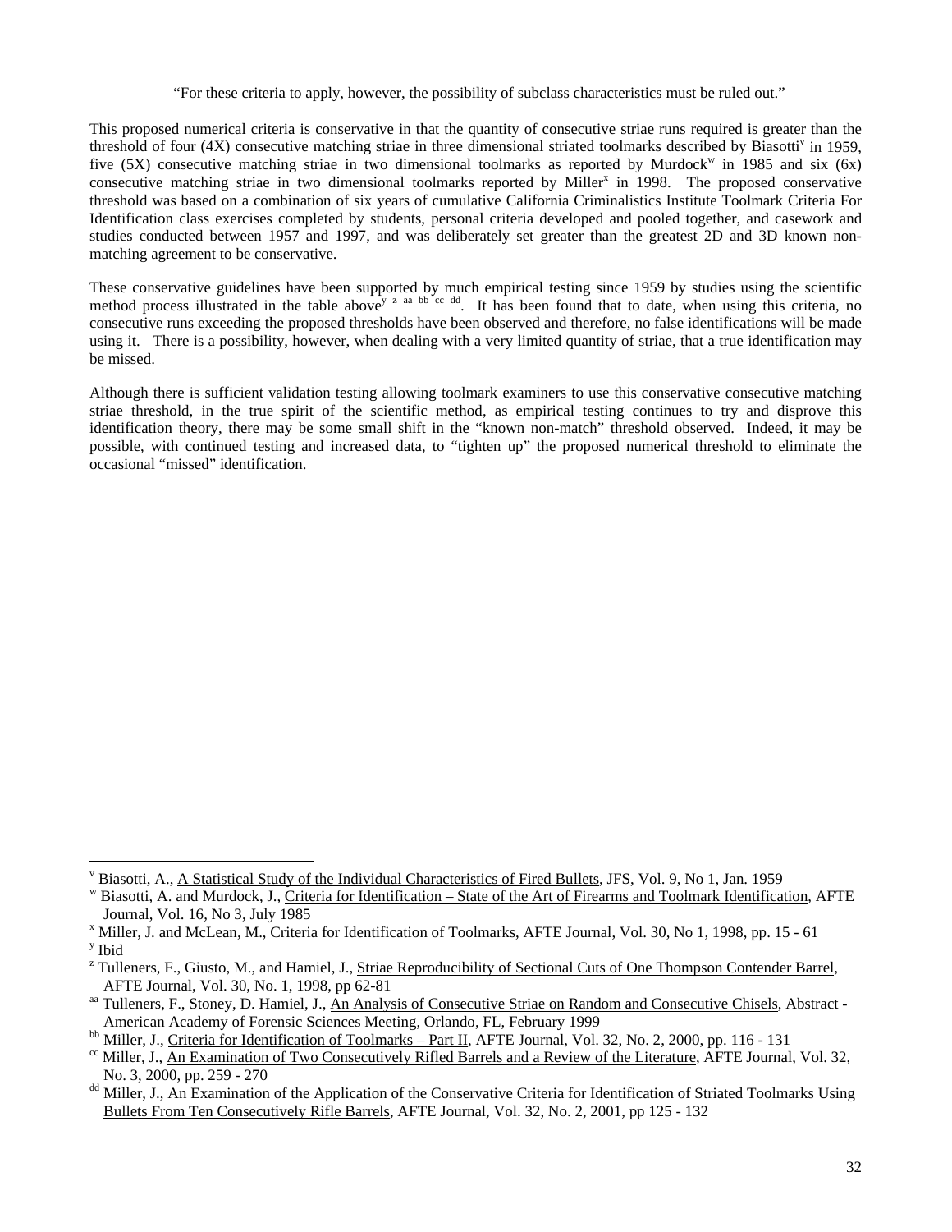"For these criteria to apply, however, the possibility of subclass characteristics must be ruled out."

This proposed numerical criteria is conservative in that the quantity of consecutive striae runs required is greater than the threshold of four (4X) consecutive matching striae in three dimensional striated toolmarks described by Biasotti[v] in 1959, five (5X) consecutive matching striae in two dimensional toolmarks as reported by Murdock[w] in 1985 and six (6x) consecutive matching striae in two dimensional toolmarks reported by Miller[x] in 1998. The proposed conservative threshold was based on a combination of six years of cumulative California Criminalistics Institute Toolmark Criteria For Identification class exercises completed by students, personal criteria developed and pooled together, and casework and studies conducted between 1957 and 1997, and was deliberately set greater than the greatest 2D and 3D known non-matching agreement to be conservative.

These conservative guidelines have been supported by much empirical testing since 1959 by studies using the scientific method process illustrated in the table above[y] [z] [aa] [bb] [cc] [dd]. It has been found that to date, when using this criteria, no consecutive runs exceeding the proposed thresholds have been observed and therefore, no false identifications will be made using it. There is a possibility, however, when dealing with a very limited quantity of striae, that a true identification may be missed.

Although there is sufficient validation testing allowing toolmark examiners to use this conservative consecutive matching striae threshold, in the true spirit of the scientific method, as empirical testing continues to try and disprove this identification theory, there may be some small shift in the "known non-match" threshold observed. Indeed, it may be possible, with continued testing and increased data, to "tighten up" the proposed numerical threshold to eliminate the occasional "missed" identification.

---

[v] Biasotti, A., A Statistical Study of the Individual Characteristics of Fired Bullets, JFS, Vol. 9, No 1, Jan. 1959

[w] Biasotti, A. and Murdock, J., Criteria for Identification – State of the Art of Firearms and Toolmark Identification, AFTE Journal, Vol. 16, No 3, July 1985

[x] Miller, J. and McLean, M., Criteria for Identification of Toolmarks, AFTE Journal, Vol. 30, No 1, 1998, pp. 15 - 61

[y] Ibid

[z] Tulleners, F., Giusto, M., and Hamiel, J., Striae Reproducibility of Sectional Cuts of One Thompson Contender Barrel, AFTE Journal, Vol. 30, No. 1, 1998, pp 62-81

[aa] Tulleners, F., Stoney, D. Hamiel, J., An Analysis of Consecutive Striae on Random and Consecutive Chisels, Abstract - American Academy of Forensic Sciences Meeting, Orlando, FL, February 1999

[bb] Miller, J., Criteria for Identification of Toolmarks – Part II, AFTE Journal, Vol. 32, No. 2, 2000, pp. 116 - 131

[cc] Miller, J., An Examination of Two Consecutively Rifled Barrels and a Review of the Literature, AFTE Journal, Vol. 32, No. 3, 2000, pp. 259 - 270

[dd] Miller, J., An Examination of the Application of the Conservative Criteria for Identification of Striated Toolmarks Using Bullets From Ten Consecutively Rifle Barrels, AFTE Journal, Vol. 32, No. 2, 2001, pp 125 - 132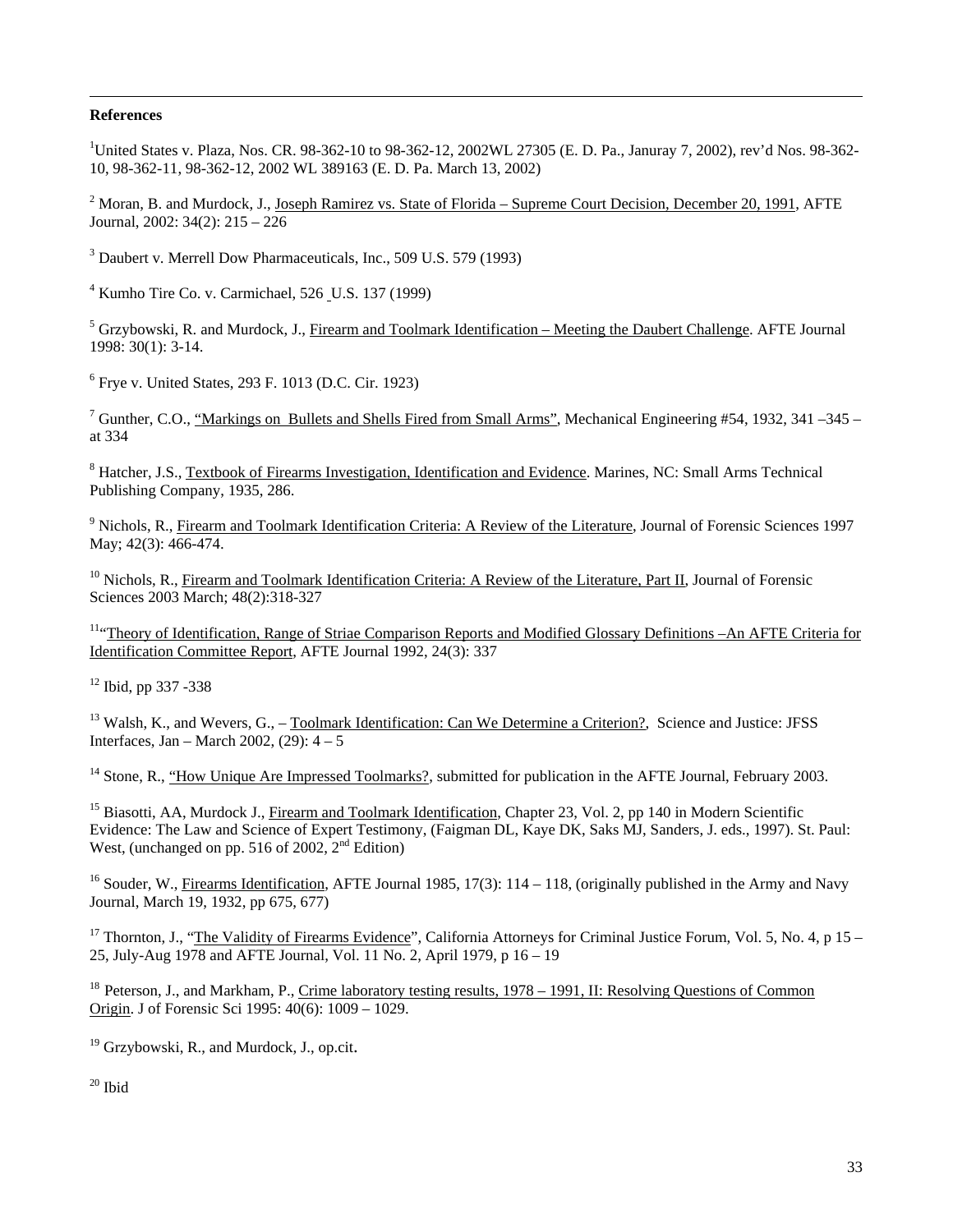**References**

[1]United States v. Plaza, Nos. CR. 98-362-10 to 98-362-12, 2002WL 27305 (E. D. Pa., Januray 7, 2002), rev'd Nos. 98-362-10, 98-362-11, 98-362-12, 2002 WL 389163 (E. D. Pa. March 13, 2002)

[2] Moran, B. and Murdock, J., Joseph Ramirez vs. State of Florida – Supreme Court Decision, December 20, 1991, AFTE Journal, 2002: 34(2): 215 – 226

[3] Daubert v. Merrell Dow Pharmaceuticals, Inc., 509 U.S. 579 (1993)

[4] Kumho Tire Co. v. Carmichael, 526 U.S. 137 (1999)

[5] Grzybowski, R. and Murdock, J., Firearm and Toolmark Identification – Meeting the Daubert Challenge. AFTE Journal 1998: 30(1): 3-14.

[6] Frye v. United States, 293 F. 1013 (D.C. Cir. 1923)

[7] Gunther, C.O., "Markings on Bullets and Shells Fired from Small Arms", Mechanical Engineering #54, 1932, 341 –345 – at 334

[8] Hatcher, J.S., Textbook of Firearms Investigation, Identification and Evidence. Marines, NC: Small Arms Technical Publishing Company, 1935, 286.

[9] Nichols, R., Firearm and Toolmark Identification Criteria: A Review of the Literature, Journal of Forensic Sciences 1997 May; 42(3): 466-474.

[10] Nichols, R., Firearm and Toolmark Identification Criteria: A Review of the Literature, Part II, Journal of Forensic Sciences 2003 March; 48(2):318-327

[11]"Theory of Identification, Range of Striae Comparison Reports and Modified Glossary Definitions –An AFTE Criteria for Identification Committee Report, AFTE Journal 1992, 24(3): 337

[12] Ibid, pp 337 -338

[13] Walsh, K., and Wevers, G., – Toolmark Identification: Can We Determine a Criterion?, Science and Justice: JFSS Interfaces, Jan – March 2002, (29): 4 – 5

[14] Stone, R., "How Unique Are Impressed Toolmarks?, submitted for publication in the AFTE Journal, February 2003.

[15] Biasotti, AA, Murdock J., Firearm and Toolmark Identification, Chapter 23, Vol. 2, pp 140 in Modern Scientific Evidence: The Law and Science of Expert Testimony, (Faigman DL, Kaye DK, Saks MJ, Sanders, J. eds., 1997). St. Paul: West, (unchanged on pp. 516 of 2002, 2nd Edition)

[16] Souder, W., Firearms Identification, AFTE Journal 1985, 17(3): 114 – 118, (originally published in the Army and Navy Journal, March 19, 1932, pp 675, 677)

[17] Thornton, J., "The Validity of Firearms Evidence", California Attorneys for Criminal Justice Forum, Vol. 5, No. 4, p 15 – 25, July-Aug 1978 and AFTE Journal, Vol. 11 No. 2, April 1979, p 16 – 19

[18] Peterson, J., and Markham, P., Crime laboratory testing results, 1978 – 1991, II: Resolving Questions of Common Origin. J of Forensic Sci 1995: 40(6): 1009 – 1029.

[19] Grzybowski, R., and Murdock, J., op.cit.

[20] Ibid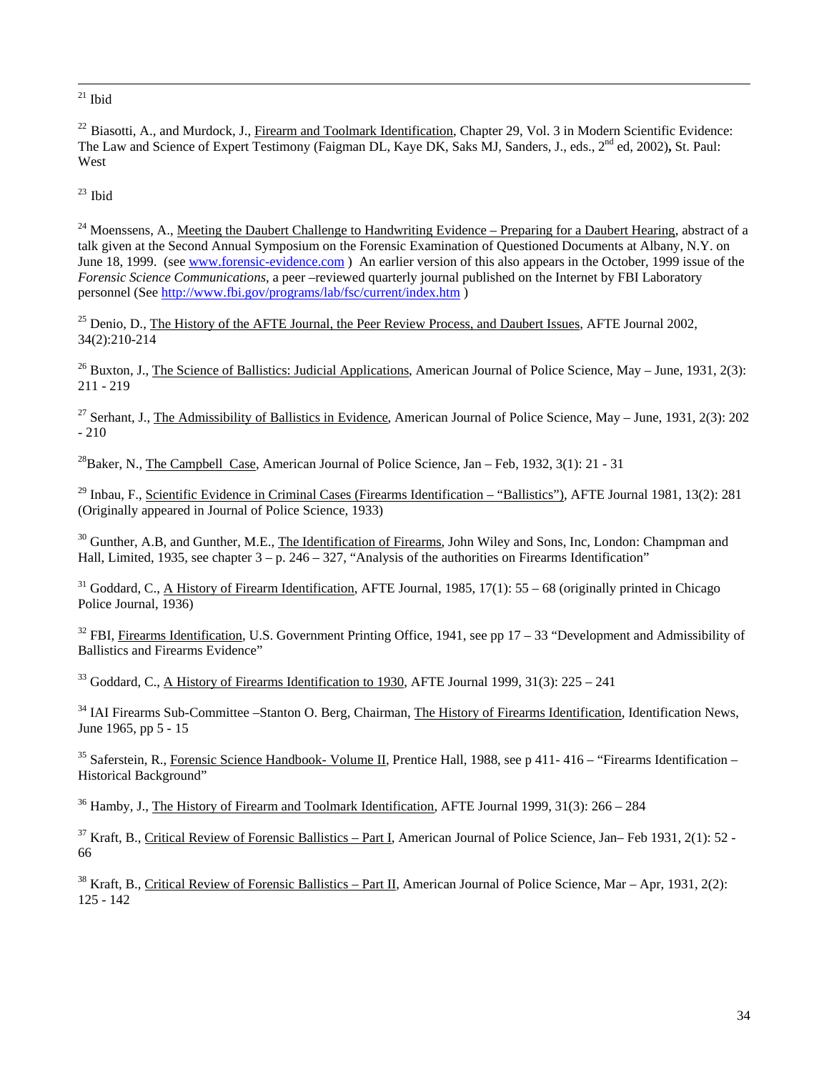[21] Ibid

[22] Biasotti, A., and Murdock, J., Firearm and Toolmark Identification, Chapter 29, Vol. 3 in Modern Scientific Evidence: The Law and Science of Expert Testimony (Faigman DL, Kaye DK, Saks MJ, Sanders, J., eds., 2nd ed, 2002), St. Paul: West

[23] Ibid

[24] Moenssens, A., Meeting the Daubert Challenge to Handwriting Evidence – Preparing for a Daubert Hearing, abstract of a talk given at the Second Annual Symposium on the Forensic Examination of Questioned Documents at Albany, N.Y. on June 18, 1999. (see www.forensic-evidence.com ) An earlier version of this also appears in the October, 1999 issue of the *Forensic Science Communications*, a peer –reviewed quarterly journal published on the Internet by FBI Laboratory personnel (See http://www.fbi.gov/programs/lab/fsc/current/index.htm )

[25] Denio, D., The History of the AFTE Journal, the Peer Review Process, and Daubert Issues, AFTE Journal 2002, 34(2):210-214

[26] Buxton, J., The Science of Ballistics: Judicial Applications, American Journal of Police Science, May – June, 1931, 2(3): 211 - 219

[27] Serhant, J., The Admissibility of Ballistics in Evidence, American Journal of Police Science, May – June, 1931, 2(3): 202 - 210

[28] Baker, N., The Campbell Case, American Journal of Police Science, Jan – Feb, 1932, 3(1): 21 - 31

[29] Inbau, F., Scientific Evidence in Criminal Cases (Firearms Identification – "Ballistics"), AFTE Journal 1981, 13(2): 281 (Originally appeared in Journal of Police Science, 1933)

[30] Gunther, A.B, and Gunther, M.E., The Identification of Firearms, John Wiley and Sons, Inc, London: Champman and Hall, Limited, 1935, see chapter 3 – p. 246 – 327, "Analysis of the authorities on Firearms Identification"

[31] Goddard, C., A History of Firearm Identification, AFTE Journal, 1985, 17(1): 55 – 68 (originally printed in Chicago Police Journal, 1936)

[32] FBI, Firearms Identification, U.S. Government Printing Office, 1941, see pp 17 – 33 "Development and Admissibility of Ballistics and Firearms Evidence"

[33] Goddard, C., A History of Firearms Identification to 1930, AFTE Journal 1999, 31(3): 225 – 241

[34] IAI Firearms Sub-Committee –Stanton O. Berg, Chairman, The History of Firearms Identification, Identification News, June 1965, pp 5 - 15

[35] Saferstein, R., Forensic Science Handbook- Volume II, Prentice Hall, 1988, see p 411- 416 – "Firearms Identification – Historical Background"

[36] Hamby, J., The History of Firearm and Toolmark Identification, AFTE Journal 1999, 31(3): 266 – 284

[37] Kraft, B., Critical Review of Forensic Ballistics – Part I, American Journal of Police Science, Jan– Feb 1931, 2(1): 52 - 66

[38] Kraft, B., Critical Review of Forensic Ballistics – Part II, American Journal of Police Science, Mar – Apr, 1931, 2(2): 125 - 142